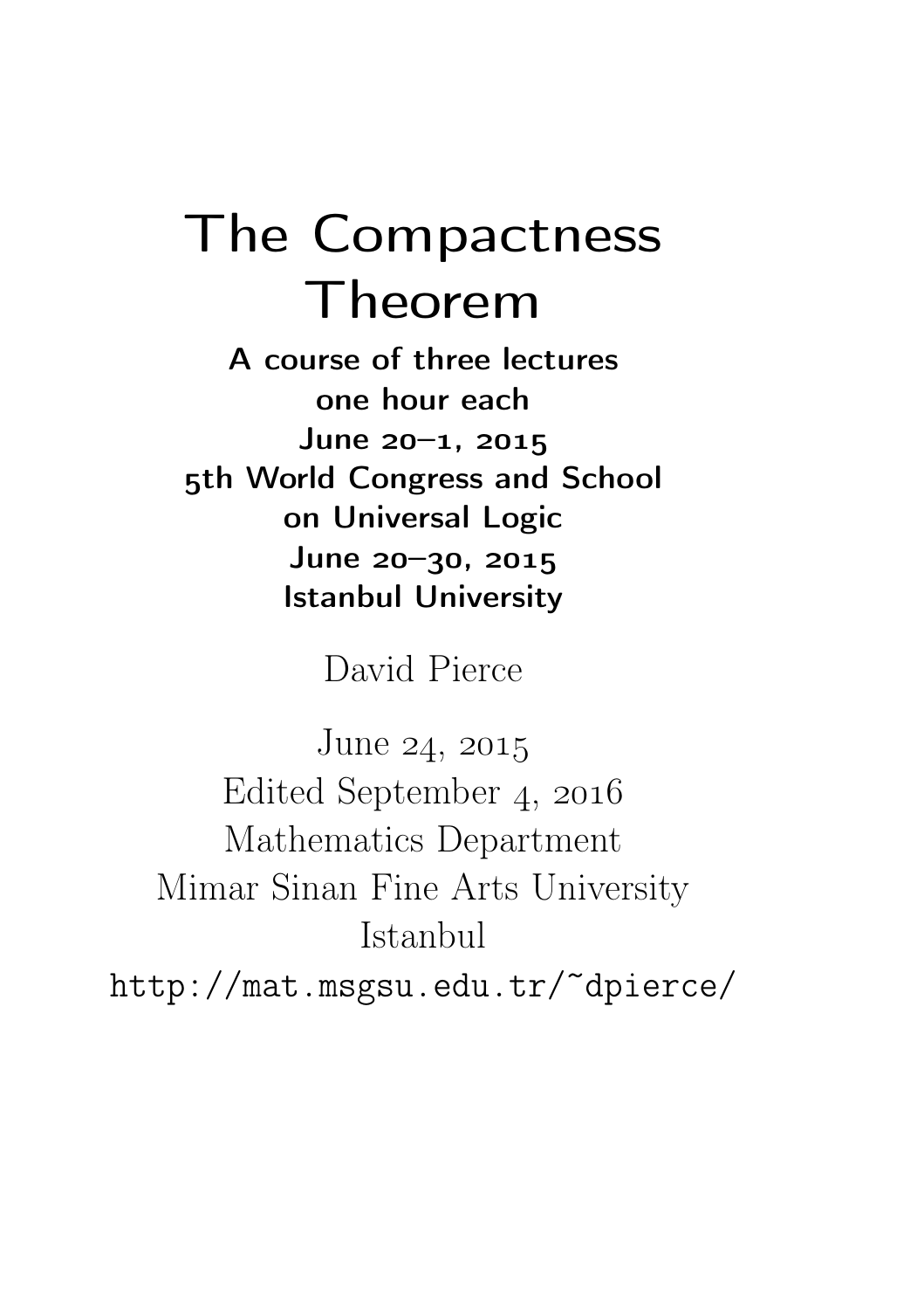# The Compactness Theorem

**A course of three lectures**
**one hour each**
**June 20–1, 2015**
**5th World Congress and School on Universal Logic**
**June 20–30, 2015**
**Istanbul University**

David Pierce

June 24, 2015
Edited September 4, 2016
Mathematics Department
Mimar Sinan Fine Arts University
Istanbul

`http://mat.msgsu.edu.tr/~dpierce/`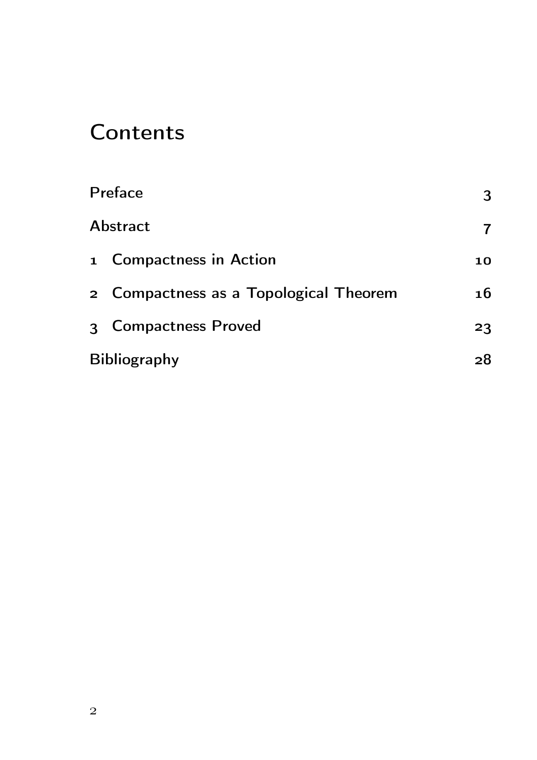# Contents

| | |
|---|---|
| Preface | 3 |
| Abstract | 7 |
| 1 Compactness in Action | 10 |
| 2 Compactness as a Topological Theorem | 16 |
| 3 Compactness Proved | 23 |
| Bibliography | 28 |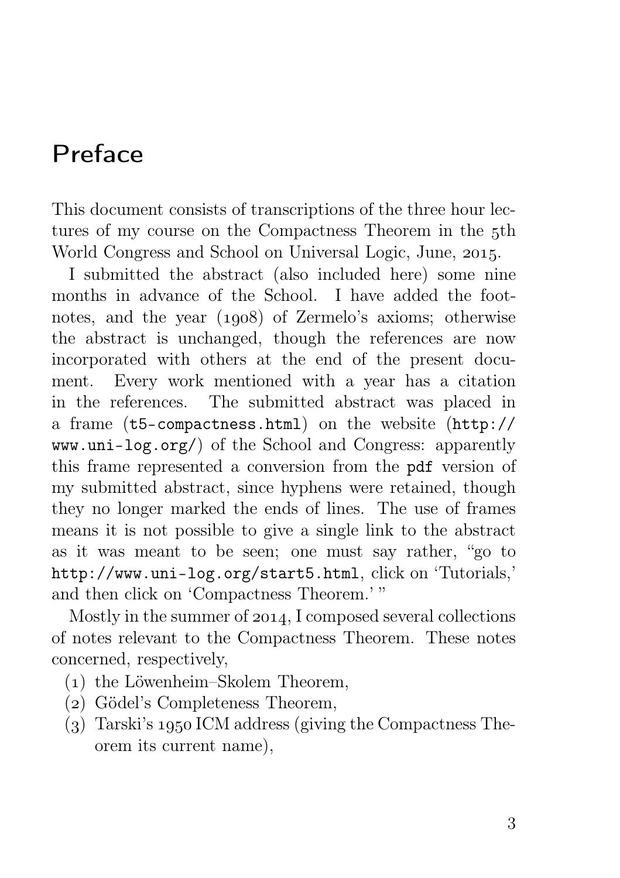# Preface

This document consists of transcriptions of the three hour lectures of my course on the Compactness Theorem in the 5th World Congress and School on Universal Logic, June, 2015.

I submitted the abstract (also included here) some nine months in advance of the School. I have added the footnotes, and the year (1908) of Zermelo's axioms; otherwise the abstract is unchanged, though the references are now incorporated with others at the end of the present document. Every work mentioned with a year has a citation in the references. The submitted abstract was placed in a frame (`t5-compactness.html`) on the website (`http://www.uni-log.org/`) of the School and Congress: apparently this frame represented a conversion from the `pdf` version of my submitted abstract, since hyphens were retained, though they no longer marked the ends of lines. The use of frames means it is not possible to give a single link to the abstract as it was meant to be seen; one must say rather, "go to `http://www.uni-log.org/start5.html`, click on 'Tutorials,' and then click on 'Compactness Theorem.' "

Mostly in the summer of 2014, I composed several collections of notes relevant to the Compactness Theorem. These notes concerned, respectively,

(1) the Löwenheim–Skolem Theorem,
(2) Gödel's Completeness Theorem,
(3) Tarski's 1950 ICM address (giving the Compactness Theorem its current name),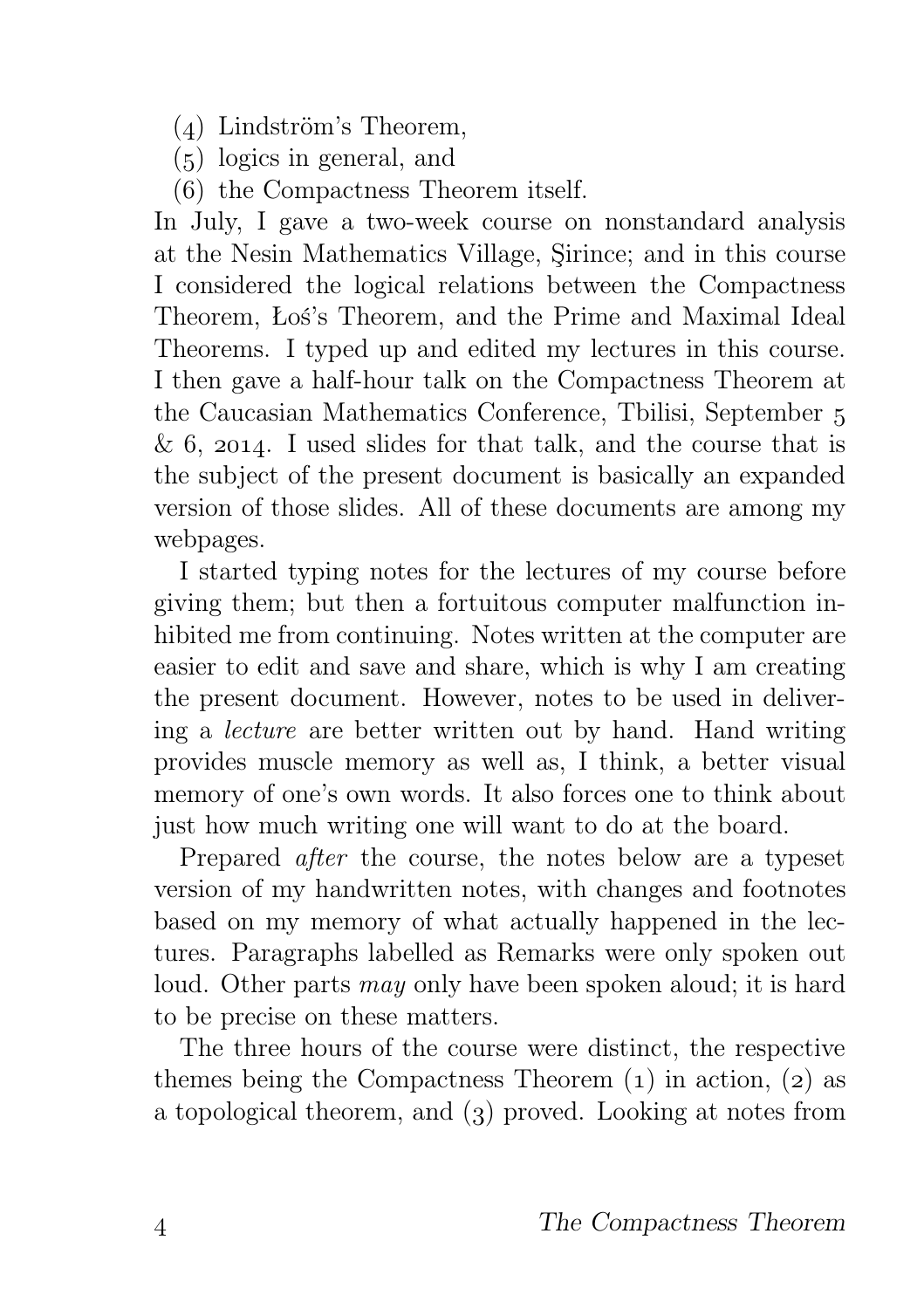(4) Lindström's Theorem,
(5) logics in general, and
(6) the Compactness Theorem itself.

In July, I gave a two-week course on nonstandard analysis at the Nesin Mathematics Village, Şirince; and in this course I considered the logical relations between the Compactness Theorem, Łoś's Theorem, and the Prime and Maximal Ideal Theorems. I typed up and edited my lectures in this course. I then gave a half-hour talk on the Compactness Theorem at the Caucasian Mathematics Conference, Tbilisi, September 5 & 6, 2014. I used slides for that talk, and the course that is the subject of the present document is basically an expanded version of those slides. All of these documents are among my webpages.

I started typing notes for the lectures of my course before giving them; but then a fortuitous computer malfunction inhibited me from continuing. Notes written at the computer are easier to edit and save and share, which is why I am creating the present document. However, notes to be used in delivering a *lecture* are better written out by hand. Hand writing provides muscle memory as well as, I think, a better visual memory of one's own words. It also forces one to think about just how much writing one will want to do at the board.

Prepared *after* the course, the notes below are a typeset version of my handwritten notes, with changes and footnotes based on my memory of what actually happened in the lectures. Paragraphs labelled as Remarks were only spoken out loud. Other parts *may* only have been spoken aloud; it is hard to be precise on these matters.

The three hours of the course were distinct, the respective themes being the Compactness Theorem (1) in action, (2) as a topological theorem, and (3) proved. Looking at notes from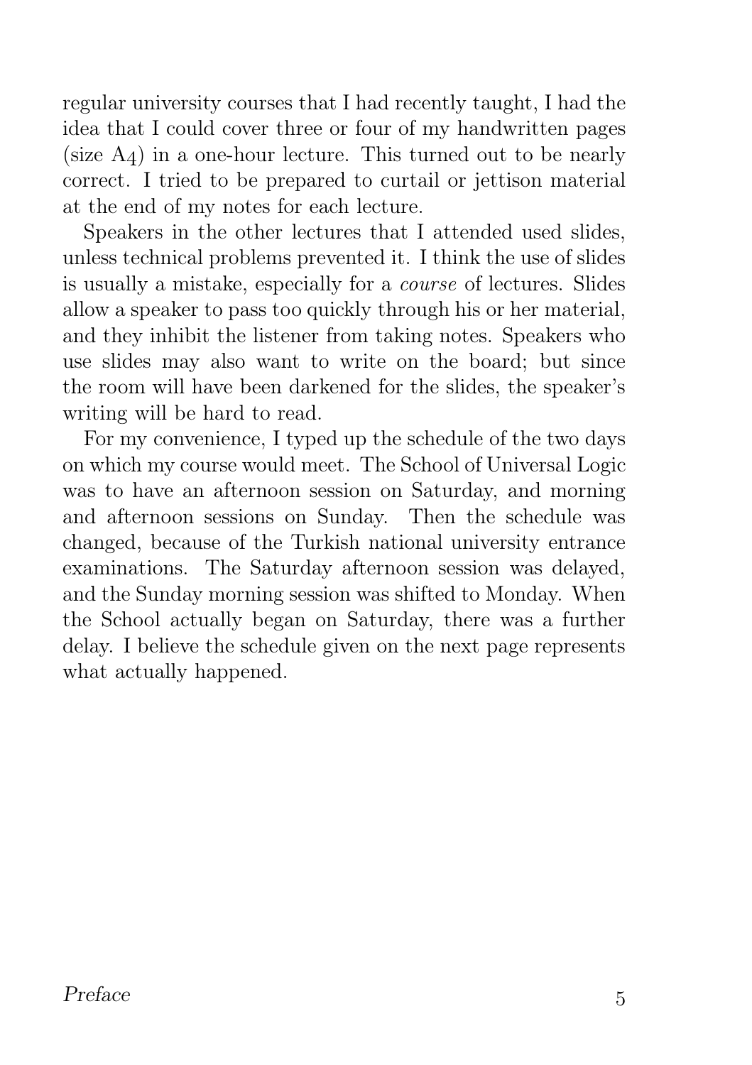regular university courses that I had recently taught, I had the idea that I could cover three or four of my handwritten pages (size A4) in a one-hour lecture. This turned out to be nearly correct. I tried to be prepared to curtail or jettison material at the end of my notes for each lecture.

Speakers in the other lectures that I attended used slides, unless technical problems prevented it. I think the use of slides is usually a mistake, especially for a *course* of lectures. Slides allow a speaker to pass too quickly through his or her material, and they inhibit the listener from taking notes. Speakers who use slides may also want to write on the board; but since the room will have been darkened for the slides, the speaker's writing will be hard to read.

For my convenience, I typed up the schedule of the two days on which my course would meet. The School of Universal Logic was to have an afternoon session on Saturday, and morning and afternoon sessions on Sunday. Then the schedule was changed, because of the Turkish national university entrance examinations. The Saturday afternoon session was delayed, and the Sunday morning session was shifted to Monday. When the School actually began on Saturday, there was a further delay. I believe the schedule given on the next page represents what actually happened.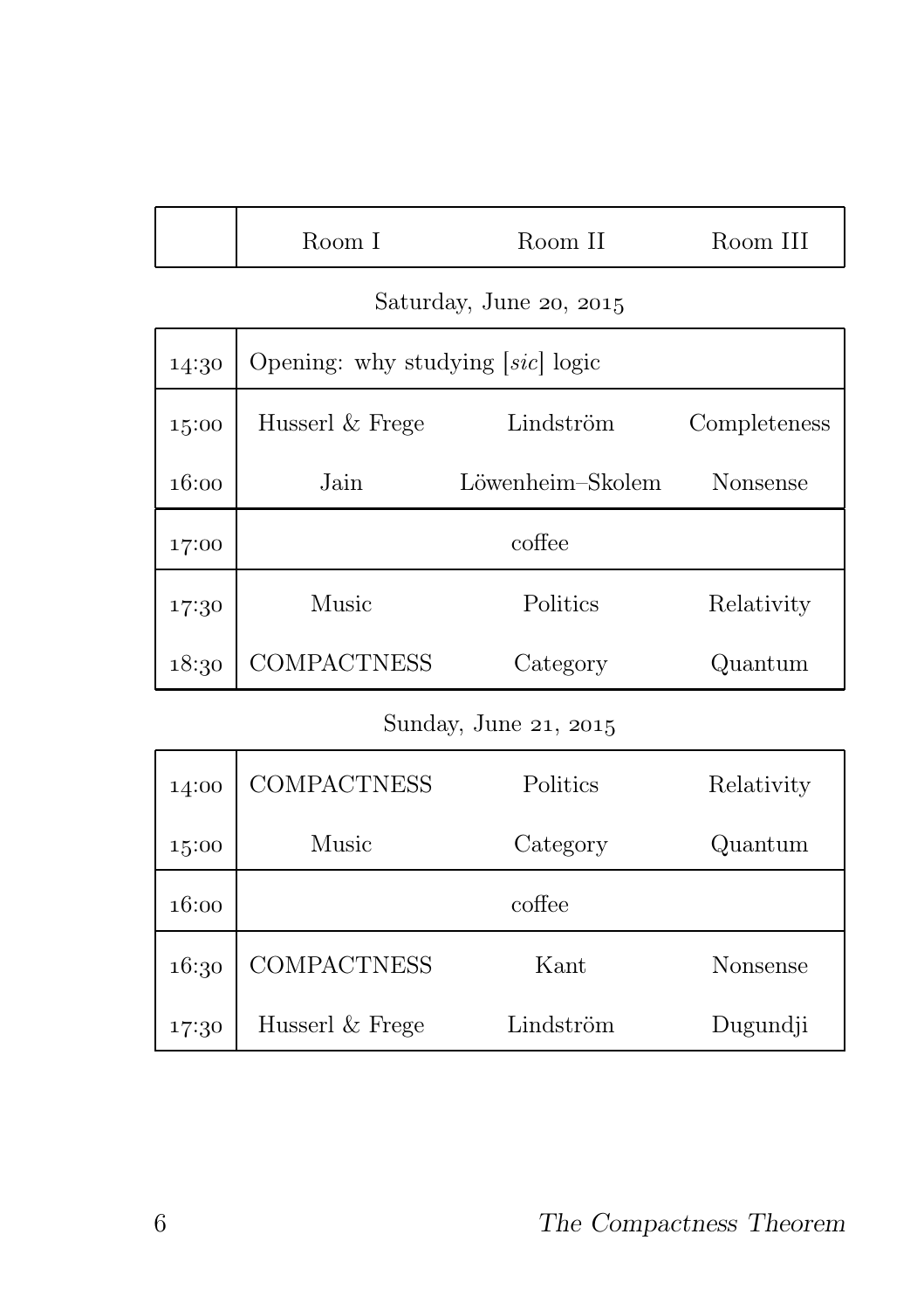| | Room I | Room II | Room III |
|---|---|---|---|

Saturday, June 20, 2015

| | | | |
|---|---|---|---|
| 14:30 | Opening: why studying [*sic*] logic | | |
| 15:00 | Husserl & Frege | Lindström | Completeness |
| 16:00 | Jain | Löwenheim–Skolem | Nonsense |
| 17:00 | coffee | | |
| 17:30 | Music | Politics | Relativity |
| 18:30 | COMPACTNESS | Category | Quantum |

Sunday, June 21, 2015

| | | | |
|---|---|---|---|
| 14:00 | COMPACTNESS | Politics | Relativity |
| 15:00 | Music | Category | Quantum |
| 16:00 | coffee | | |
| 16:30 | COMPACTNESS | Kant | Nonsense |
| 17:30 | Husserl & Frege | Lindström | Dugundji |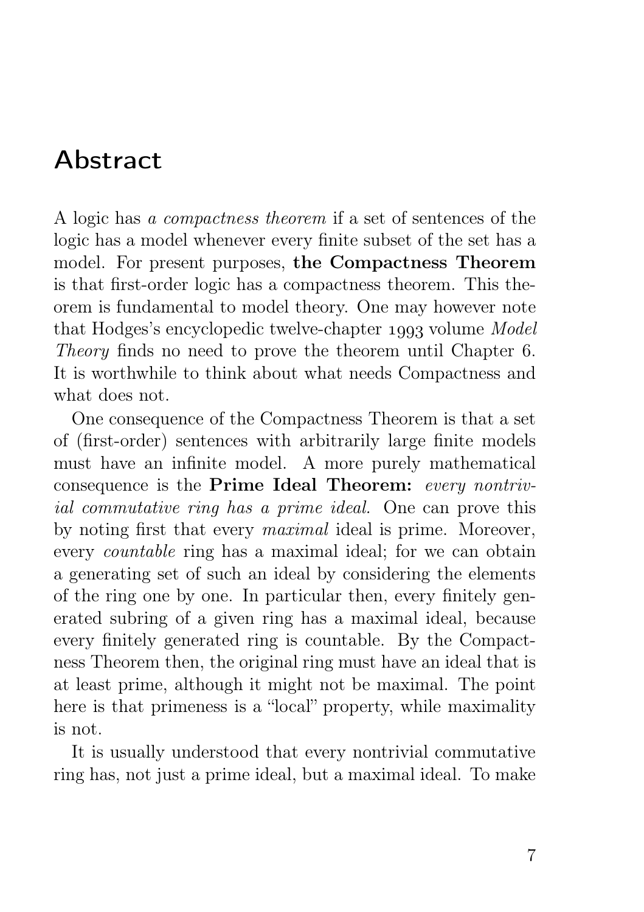# Abstract

A logic has *a compactness theorem* if a set of sentences of the logic has a model whenever every finite subset of the set has a model. For present purposes, **the Compactness Theorem** is that first-order logic has a compactness theorem. This theorem is fundamental to model theory. One may however note that Hodges's encyclopedic twelve-chapter 1993 volume *Model Theory* finds no need to prove the theorem until Chapter 6. It is worthwhile to think about what needs Compactness and what does not.

One consequence of the Compactness Theorem is that a set of (first-order) sentences with arbitrarily large finite models must have an infinite model. A more purely mathematical consequence is the **Prime Ideal Theorem:** *every nontrivial commutative ring has a prime ideal.* One can prove this by noting first that every *maximal* ideal is prime. Moreover, every *countable* ring has a maximal ideal; for we can obtain a generating set of such an ideal by considering the elements of the ring one by one. In particular then, every finitely generated subring of a given ring has a maximal ideal, because every finitely generated ring is countable. By the Compactness Theorem then, the original ring must have an ideal that is at least prime, although it might not be maximal. The point here is that primeness is a "local" property, while maximality is not.

It is usually understood that every nontrivial commutative ring has, not just a prime ideal, but a maximal ideal. To make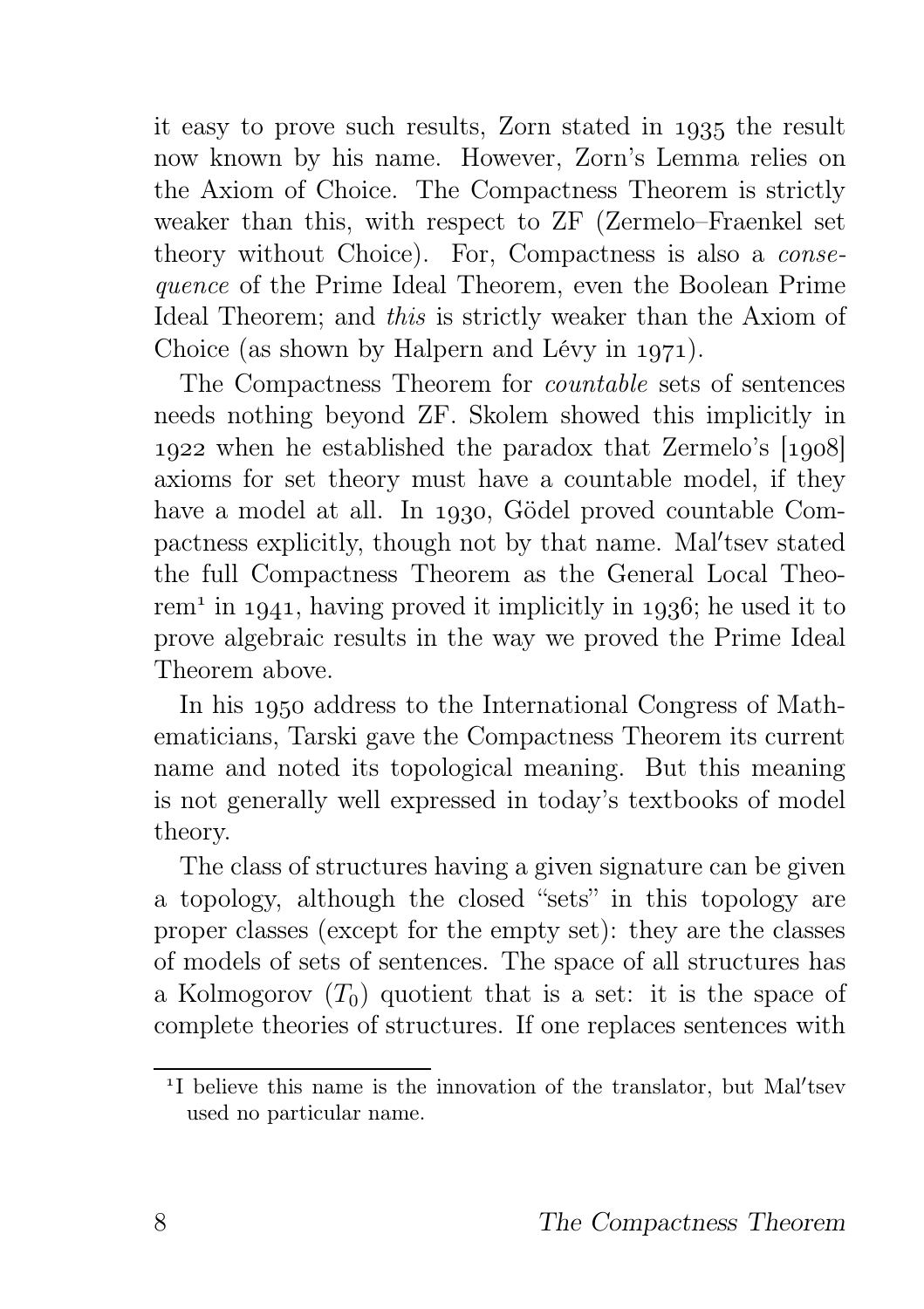it easy to prove such results, Zorn stated in 1935 the result now known by his name. However, Zorn's Lemma relies on the Axiom of Choice. The Compactness Theorem is strictly weaker than this, with respect to ZF (Zermelo–Fraenkel set theory without Choice). For, Compactness is also a *consequence* of the Prime Ideal Theorem, even the Boolean Prime Ideal Theorem; and *this* is strictly weaker than the Axiom of Choice (as shown by Halpern and Lévy in 1971).

The Compactness Theorem for *countable* sets of sentences needs nothing beyond ZF. Skolem showed this implicitly in 1922 when he established the paradox that Zermelo's [1908] axioms for set theory must have a countable model, if they have a model at all. In 1930, Gödel proved countable Compactness explicitly, though not by that name. Mal′tsev stated the full Compactness Theorem as the General Local Theorem[1] in 1941, having proved it implicitly in 1936; he used it to prove algebraic results in the way we proved the Prime Ideal Theorem above.

In his 1950 address to the International Congress of Mathematicians, Tarski gave the Compactness Theorem its current name and noted its topological meaning. But this meaning is not generally well expressed in today's textbooks of model theory.

The class of structures having a given signature can be given a topology, although the closed "sets" in this topology are proper classes (except for the empty set): they are the classes of models of sets of sentences. The space of all structures has a Kolmogorov ($T_0$) quotient that is a set: it is the space of complete theories of structures. If one replaces sentences with

[1] I believe this name is the innovation of the translator, but Mal′tsev used no particular name.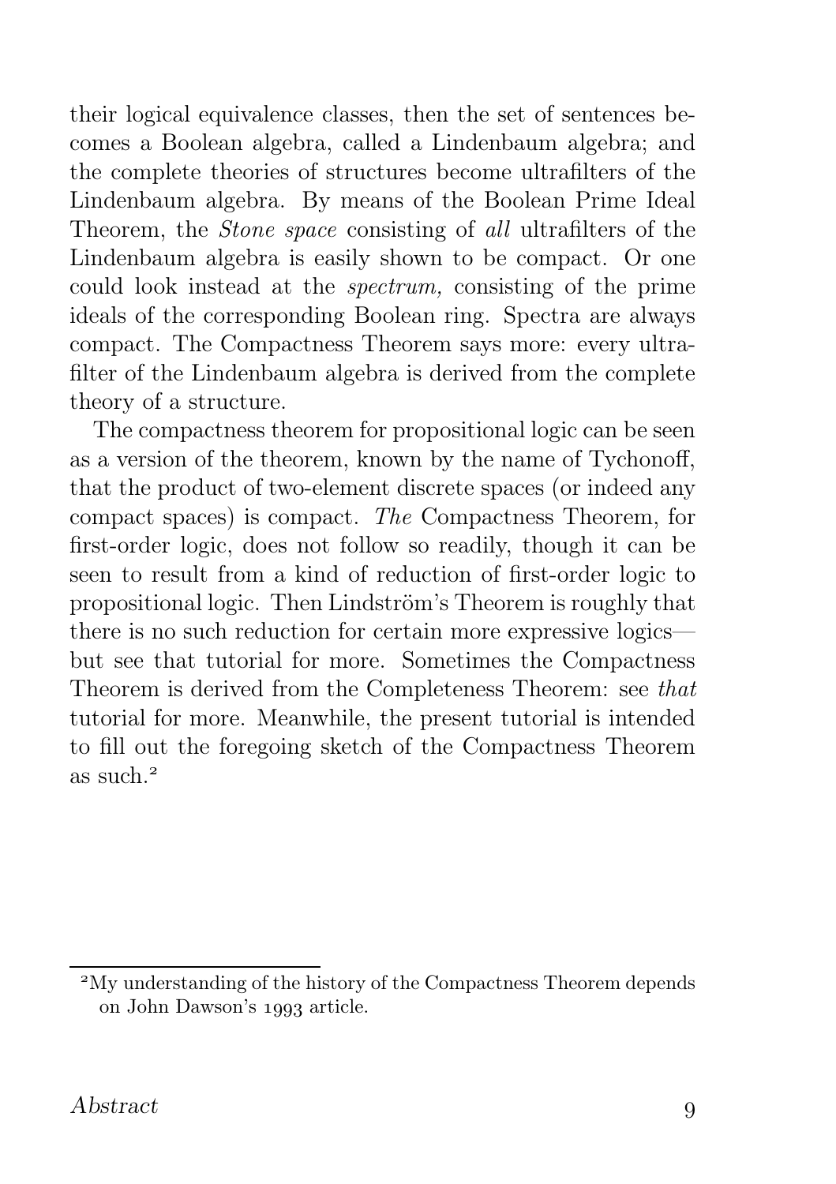their logical equivalence classes, then the set of sentences becomes a Boolean algebra, called a Lindenbaum algebra; and the complete theories of structures become ultrafilters of the Lindenbaum algebra. By means of the Boolean Prime Ideal Theorem, the *Stone space* consisting of *all* ultrafilters of the Lindenbaum algebra is easily shown to be compact. Or one could look instead at the *spectrum,* consisting of the prime ideals of the corresponding Boolean ring. Spectra are always compact. The Compactness Theorem says more: every ultrafilter of the Lindenbaum algebra is derived from the complete theory of a structure.

The compactness theorem for propositional logic can be seen as a version of the theorem, known by the name of Tychonoff, that the product of two-element discrete spaces (or indeed any compact spaces) is compact. *The* Compactness Theorem, for first-order logic, does not follow so readily, though it can be seen to result from a kind of reduction of first-order logic to propositional logic. Then Lindström's Theorem is roughly that there is no such reduction for certain more expressive logics—but see that tutorial for more. Sometimes the Compactness Theorem is derived from the Completeness Theorem: see *that* tutorial for more. Meanwhile, the present tutorial is intended to fill out the foregoing sketch of the Compactness Theorem as such.[2]

[2] My understanding of the history of the Compactness Theorem depends on John Dawson's 1993 article.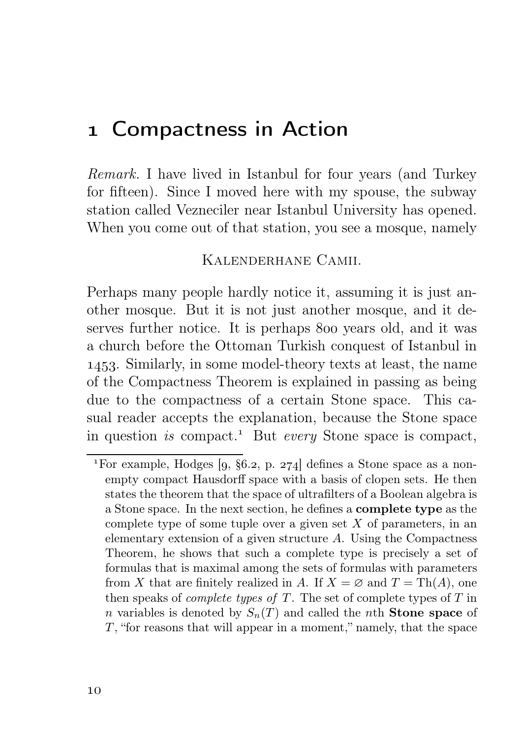# 1 Compactness in Action

*Remark.* I have lived in Istanbul for four years (and Turkey for fifteen). Since I moved here with my spouse, the subway station called Vezneciler near Istanbul University has opened. When you come out of that station, you see a mosque, namely

<center>KALENDERHANE CAMII.</center>

Perhaps many people hardly notice it, assuming it is just another mosque. But it is not just another mosque, and it deserves further notice. It is perhaps 800 years old, and it was a church before the Ottoman Turkish conquest of Istanbul in 1453. Similarly, in some model-theory texts at least, the name of the Compactness Theorem is explained in passing as being due to the compactness of a certain Stone space. This casual reader accepts the explanation, because the Stone space in question *is* compact.[1] But *every* Stone space is compact,

---

[1]For example, Hodges [9, §6.2, p. 274] defines a Stone space as a nonempty compact Hausdorff space with a basis of clopen sets. He then states the theorem that the space of ultrafilters of a Boolean algebra is a Stone space. In the next section, he defines a **complete type** as the complete type of some tuple over a given set $X$ of parameters, in an elementary extension of a given structure $A$. Using the Compactness Theorem, he shows that such a complete type is precisely a set of formulas that is maximal among the sets of formulas with parameters from $X$ that are finitely realized in $A$. If $X = \varnothing$ and $T = \mathrm{Th}(A)$, one then speaks of *complete types of* $T$. The set of complete types of $T$ in $n$ variables is denoted by $S_n(T)$ and called the $n$th **Stone space** of $T$, "for reasons that will appear in a moment," namely, that the space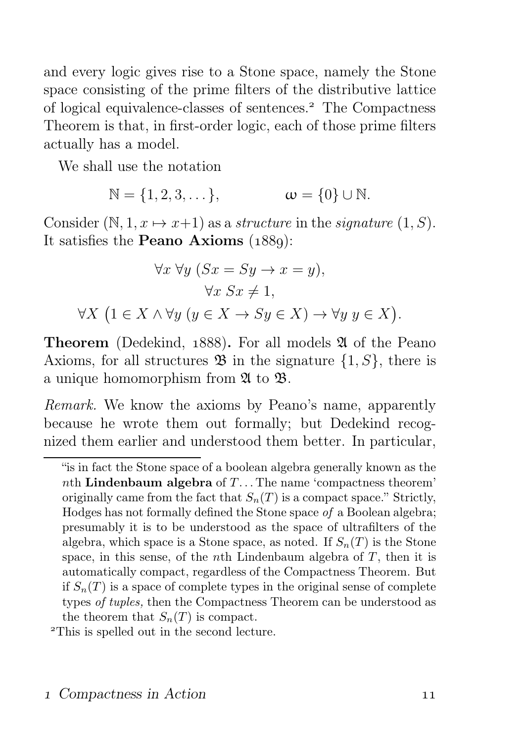and every logic gives rise to a Stone space, namely the Stone space consisting of the prime filters of the distributive lattice of logical equivalence-classes of sentences.[2] The Compactness Theorem is that, in first-order logic, each of those prime filters actually has a model.

We shall use the notation

$$\mathbb{N} = \{1, 2, 3, \dots\}, \qquad\qquad \omega = \{0\} \cup \mathbb{N}.$$

Consider $(\mathbb{N}, 1, x \mapsto x+1)$ as a *structure* in the *signature* $(1, S)$. It satisfies the **Peano Axioms** (1889):

$$\forall x\ \forall y\ (Sx = Sy \to x = y),$$
$$\forall x\ Sx \neq 1,$$
$$\forall X\ \bigl(1 \in X \land \forall y\ (y \in X \to Sy \in X) \to \forall y\ y \in X\bigr).$$

**Theorem** (Dedekind, 1888)**.** For all models $\mathfrak{A}$ of the Peano Axioms, for all structures $\mathfrak{B}$ in the signature $\{1, S\}$, there is a unique homomorphism from $\mathfrak{A}$ to $\mathfrak{B}$.

*Remark.* We know the axioms by Peano's name, apparently because he wrote them out formally; but Dedekind recognized them earlier and understood them better. In particular,

---

"is in fact the Stone space of a boolean algebra generally known as the $n$th **Lindenbaum algebra** of $T$... The name 'compactness theorem' originally came from the fact that $S_n(T)$ is a compact space." Strictly, Hodges has not formally defined the Stone space *of* a Boolean algebra; presumably it is to be understood as the space of ultrafilters of the algebra, which space is a Stone space, as noted. If $S_n(T)$ is the Stone space, in this sense, of the $n$th Lindenbaum algebra of $T$, then it is automatically compact, regardless of the Compactness Theorem. But if $S_n(T)$ is a space of complete types in the original sense of complete types *of tuples,* then the Compactness Theorem can be understood as the theorem that $S_n(T)$ is compact.

[2]This is spelled out in the second lecture.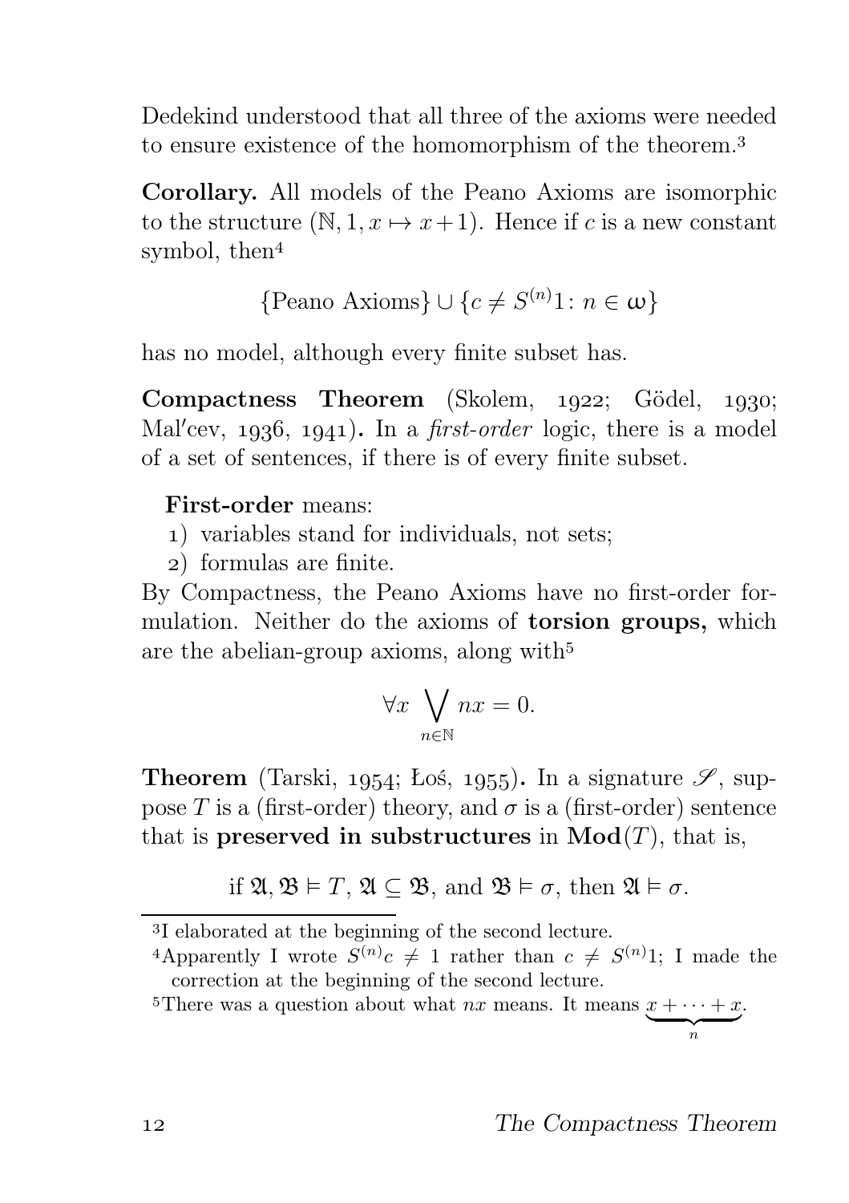Dedekind understood that all three of the axioms were needed to ensure existence of the homomorphism of the theorem.[3]

**Corollary.** All models of the Peano Axioms are isomorphic to the structure $(\mathbb{N}, 1, x \mapsto x+1)$. Hence if $c$ is a new constant symbol, then[4]

$$\{\text{Peano Axioms}\} \cup \{c \neq S^{(n)}1 \colon n \in \omega\}$$

has no model, although every finite subset has.

**Compactness Theorem** (Skolem, 1922; Gödel, 1930; Mal′cev, 1936, 1941)**.** In a *first-order* logic, there is a model of a set of sentences, if there is of every finite subset.

**First-order** means:

1) variables stand for individuals, not sets;
2) formulas are finite.

By Compactness, the Peano Axioms have no first-order formulation. Neither do the axioms of **torsion groups,** which are the abelian-group axioms, along with[5]

$$\forall x \bigvee_{n \in \mathbb{N}} nx = 0.$$

**Theorem** (Tarski, 1954; Łoś, 1955)**.** In a signature $\mathscr{S}$, suppose $T$ is a (first-order) theory, and $\sigma$ is a (first-order) sentence that is **preserved in substructures** in $\mathbf{Mod}(T)$, that is,

$$\text{if } \mathfrak{A}, \mathfrak{B} \vDash T,\ \mathfrak{A} \subseteq \mathfrak{B}, \text{ and } \mathfrak{B} \vDash \sigma, \text{ then } \mathfrak{A} \vDash \sigma.$$

---

[3] I elaborated at the beginning of the second lecture.

[4] Apparently I wrote $S^{(n)}c \neq 1$ rather than $c \neq S^{(n)}1$; I made the correction at the beginning of the second lecture.

[5] There was a question about what $nx$ means. It means $\underbrace{x + \cdots + x}_{n}$.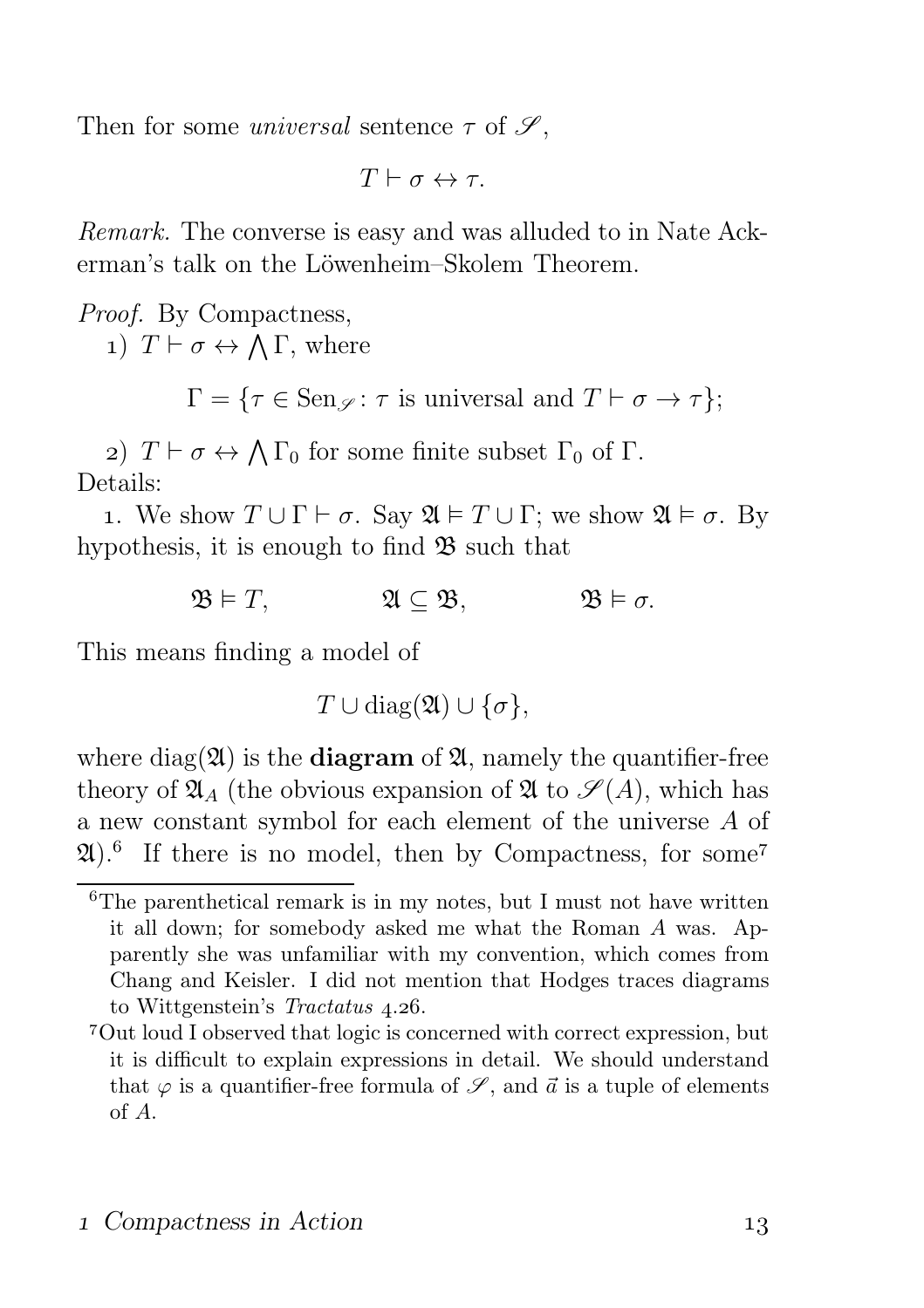Then for some *universal* sentence $\tau$ of $\mathscr{S}$,

$$T \vdash \sigma \leftrightarrow \tau.$$

*Remark.* The converse is easy and was alluded to in Nate Ackerman's talk on the Löwenheim–Skolem Theorem.

*Proof.* By Compactness,

1) $T \vdash \sigma \leftrightarrow \bigwedge \Gamma$, where

$$\Gamma = \{\tau \in \mathrm{Sen}_{\mathscr{S}} \colon \tau \text{ is universal and } T \vdash \sigma \to \tau\};$$

2) $T \vdash \sigma \leftrightarrow \bigwedge \Gamma_0$ for some finite subset $\Gamma_0$ of $\Gamma$.

Details:

1. We show $T \cup \Gamma \vdash \sigma$. Say $\mathfrak{A} \vDash T \cup \Gamma$; we show $\mathfrak{A} \vDash \sigma$. By hypothesis, it is enough to find $\mathfrak{B}$ such that

$$\mathfrak{B} \vDash T, \qquad \mathfrak{A} \subseteq \mathfrak{B}, \qquad \mathfrak{B} \vDash \sigma.$$

This means finding a model of

$$T \cup \mathrm{diag}(\mathfrak{A}) \cup \{\sigma\},$$

where $\mathrm{diag}(\mathfrak{A})$ is the **diagram** of $\mathfrak{A}$, namely the quantifier-free theory of $\mathfrak{A}_A$ (the obvious expansion of $\mathfrak{A}$ to $\mathscr{S}(A)$, which has a new constant symbol for each element of the universe $A$ of $\mathfrak{A}$).[6] If there is no model, then by Compactness, for some[7]

[6] The parenthetical remark is in my notes, but I must not have written it all down; for somebody asked me what the Roman $A$ was. Apparently she was unfamiliar with my convention, which comes from Chang and Keisler. I did not mention that Hodges traces diagrams to Wittgenstein's *Tractatus* 4.26.

[7] Out loud I observed that logic is concerned with correct expression, but it is difficult to explain expressions in detail. We should understand that $\varphi$ is a quantifier-free formula of $\mathscr{S}$, and $\vec{a}$ is a tuple of elements of $A$.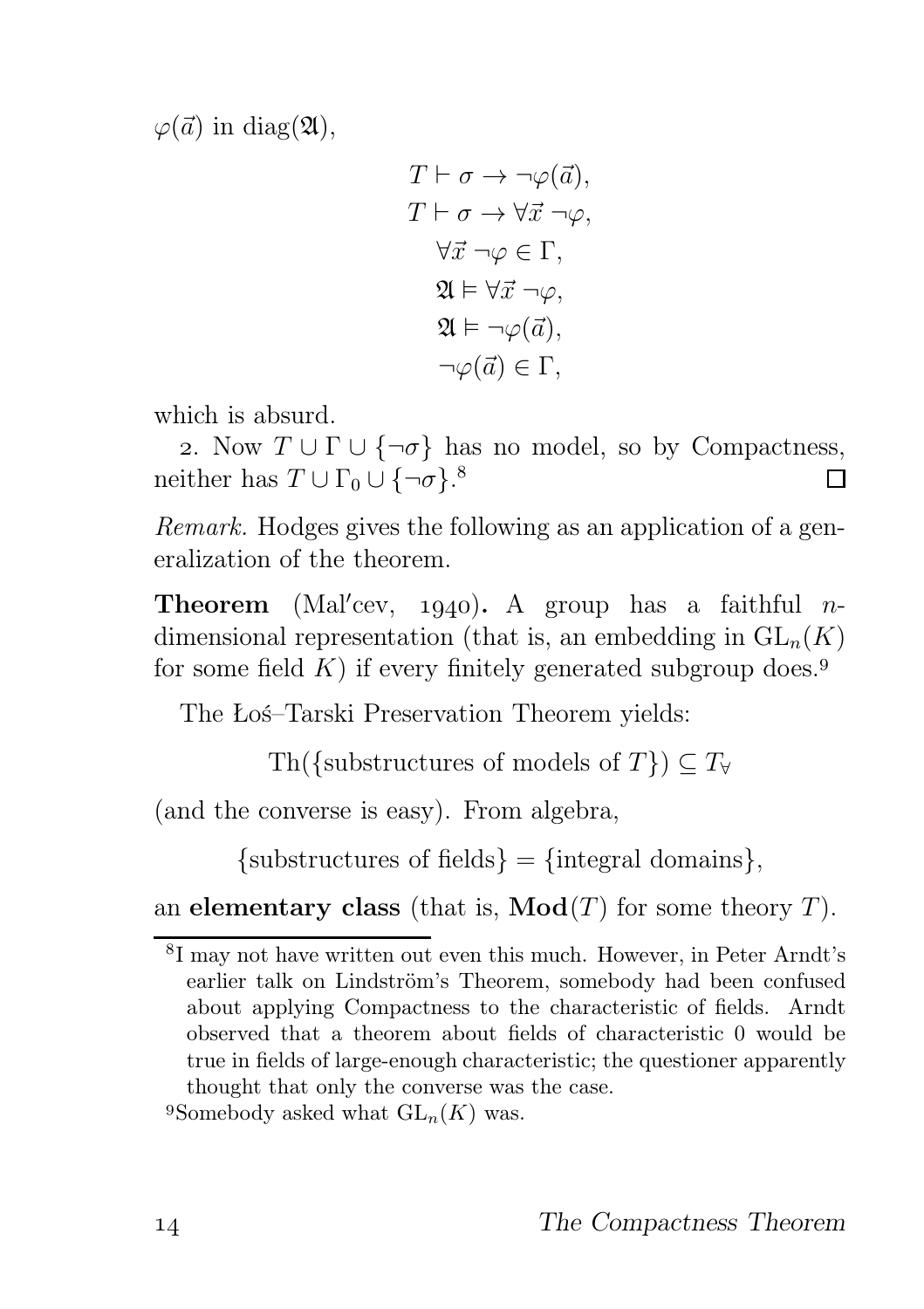$\varphi(\vec{a})$ in $\operatorname{diag}(\mathfrak{A})$,

$$
\begin{gathered}
T \vdash \sigma \to \neg\varphi(\vec{a}), \\
T \vdash \sigma \to \forall \vec{x}\ \neg\varphi, \\
\forall \vec{x}\ \neg\varphi \in \Gamma, \\
\mathfrak{A} \vDash \forall \vec{x}\ \neg\varphi, \\
\mathfrak{A} \vDash \neg\varphi(\vec{a}), \\
\neg\varphi(\vec{a}) \in \Gamma,
\end{gathered}
$$

which is absurd.

2. Now $T \cup \Gamma \cup \{\neg\sigma\}$ has no model, so by Compactness, neither has $T \cup \Gamma_0 \cup \{\neg\sigma\}$.[8] □

*Remark.* Hodges gives the following as an application of a generalization of the theorem.

**Theorem** (Mal′cev, 1940)**.** A group has a faithful $n$-dimensional representation (that is, an embedding in $\mathrm{GL}_n(K)$ for some field $K$) if every finitely generated subgroup does.[9]

The Łoś–Tarski Preservation Theorem yields:

$$\operatorname{Th}(\{\text{substructures of models of } T\}) \subseteq T_\forall$$

(and the converse is easy). From algebra,

$$\{\text{substructures of fields}\} = \{\text{integral domains}\},$$

an **elementary class** (that is, $\mathbf{Mod}(T)$ for some theory $T$).

---

[8] I may not have written out even this much. However, in Peter Arndt's earlier talk on Lindström's Theorem, somebody had been confused about applying Compactness to the characteristic of fields. Arndt observed that a theorem about fields of characteristic 0 would be true in fields of large-enough characteristic; the questioner apparently thought that only the converse was the case.

[9] Somebody asked what $\mathrm{GL}_n(K)$ was.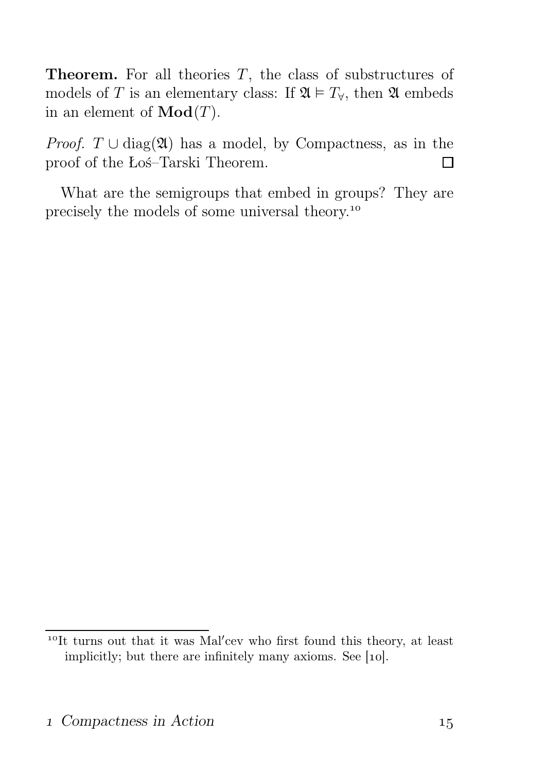**Theorem.** For all theories $T$, the class of substructures of models of $T$ is an elementary class: If $\mathfrak{A} \vDash T_\forall$, then $\mathfrak{A}$ embeds in an element of $\mathbf{Mod}(T)$.

*Proof.* $T \cup \operatorname{diag}(\mathfrak{A})$ has a model, by Compactness, as in the proof of the Łoś–Tarski Theorem. $\square$

What are the semigroups that embed in groups? They are precisely the models of some universal theory.[10]

---

[10] It turns out that it was Mal′cev who first found this theory, at least implicitly; but there are infinitely many axioms. See [10].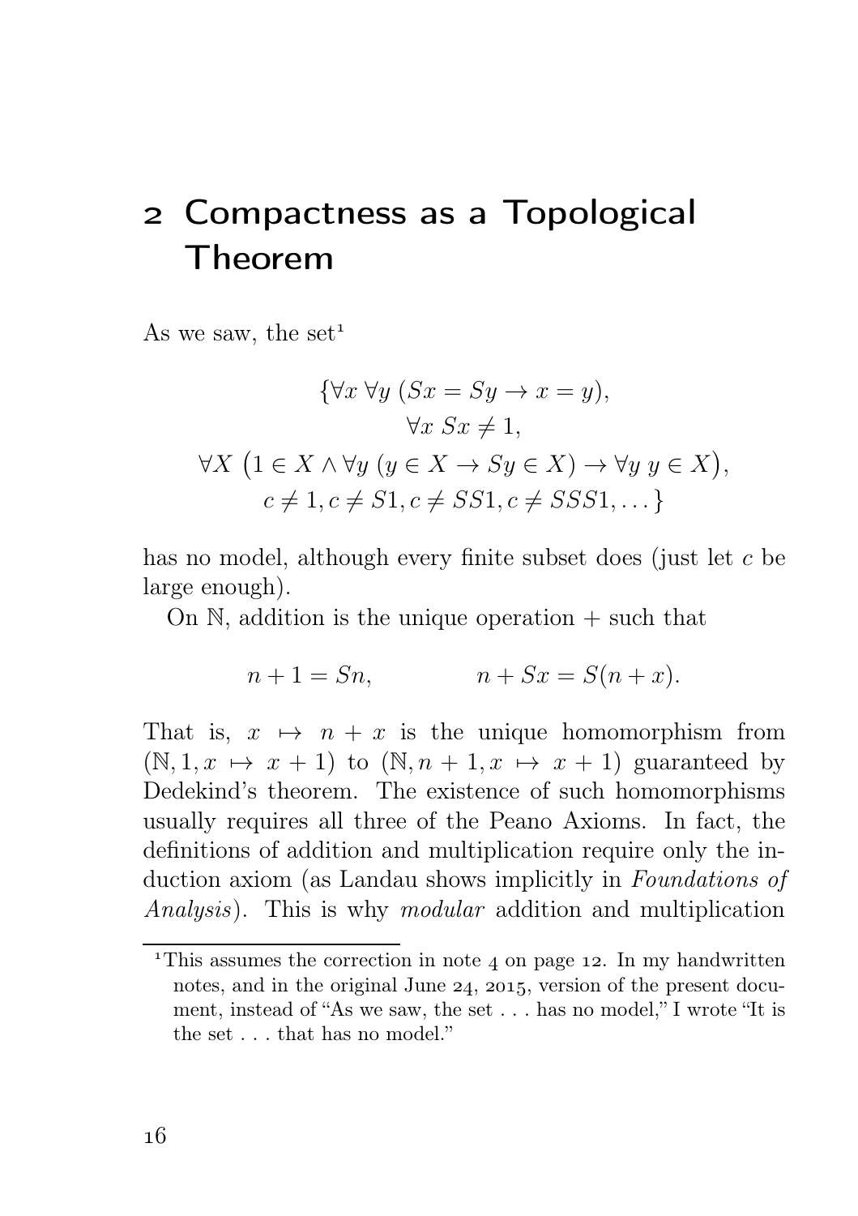# 2 Compactness as a Topological Theorem

As we saw, the set[1]

$$\begin{gathered}\{\forall x\ \forall y\ (Sx = Sy \to x = y),\\ \forall x\ Sx \neq 1,\\ \forall X\ \big(1 \in X \land \forall y\ (y \in X \to Sy \in X) \to \forall y\ y \in X\big),\\ c \neq 1, c \neq S1, c \neq SS1, c \neq SSS1, \dots\}\end{gathered}$$

has no model, although every finite subset does (just let $c$ be large enough).

On $\mathbb{N}$, addition is the unique operation $+$ such that

$$n + 1 = Sn, \qquad\qquad n + Sx = S(n + x).$$

That is, $x \mapsto n + x$ is the unique homomorphism from $(\mathbb{N}, 1, x \mapsto x + 1)$ to $(\mathbb{N}, n + 1, x \mapsto x + 1)$ guaranteed by Dedekind's theorem. The existence of such homomorphisms usually requires all three of the Peano Axioms. In fact, the definitions of addition and multiplication require only the induction axiom (as Landau shows implicitly in *Foundations of Analysis*). This is why *modular* addition and multiplication

[1] This assumes the correction in note 4 on page 12. In my handwritten notes, and in the original June 24, 2015, version of the present document, instead of "As we saw, the set . . . has no model," I wrote "It is the set . . . that has no model."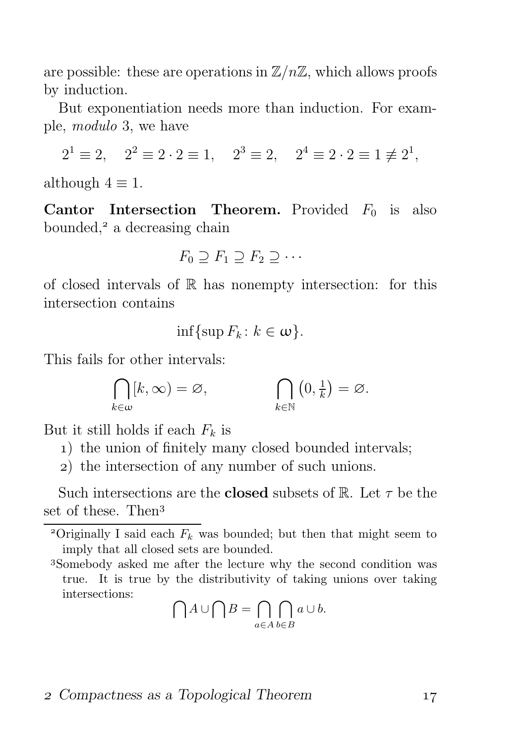are possible: these are operations in $\mathbb{Z}/n\mathbb{Z}$, which allows proofs by induction.

But exponentiation needs more than induction. For example, *modulo* 3, we have

$$2^1 \equiv 2, \quad 2^2 \equiv 2 \cdot 2 \equiv 1, \quad 2^3 \equiv 2, \quad 2^4 \equiv 2 \cdot 2 \equiv 1 \not\equiv 2^1,$$

although $4 \equiv 1$.

**Cantor Intersection Theorem.** Provided $F_0$ is also bounded,[2] a decreasing chain

$$F_0 \supseteq F_1 \supseteq F_2 \supseteq \cdots$$

of closed intervals of $\mathbb{R}$ has nonempty intersection: for this intersection contains

$$\inf\{\sup F_k \colon k \in \omega\}.$$

This fails for other intervals:

$$\bigcap_{k\in\omega}[k,\infty) = \varnothing, \qquad\qquad \bigcap_{k\in\mathbb{N}}\left(0,\tfrac{1}{k}\right) = \varnothing.$$

But it still holds if each $F_k$ is

1) the union of finitely many closed bounded intervals;
2) the intersection of any number of such unions.

Such intersections are the **closed** subsets of $\mathbb{R}$. Let $\tau$ be the set of these. Then[3]

---

[2]Originally I said each $F_k$ was bounded; but then that might seem to imply that all closed sets are bounded.

[3]Somebody asked me after the lecture why the second condition was true. It is true by the distributivity of taking unions over taking intersections:

$$\bigcap A \cup \bigcap B = \bigcap_{a\in A}\bigcap_{b\in B} a \cup b.$$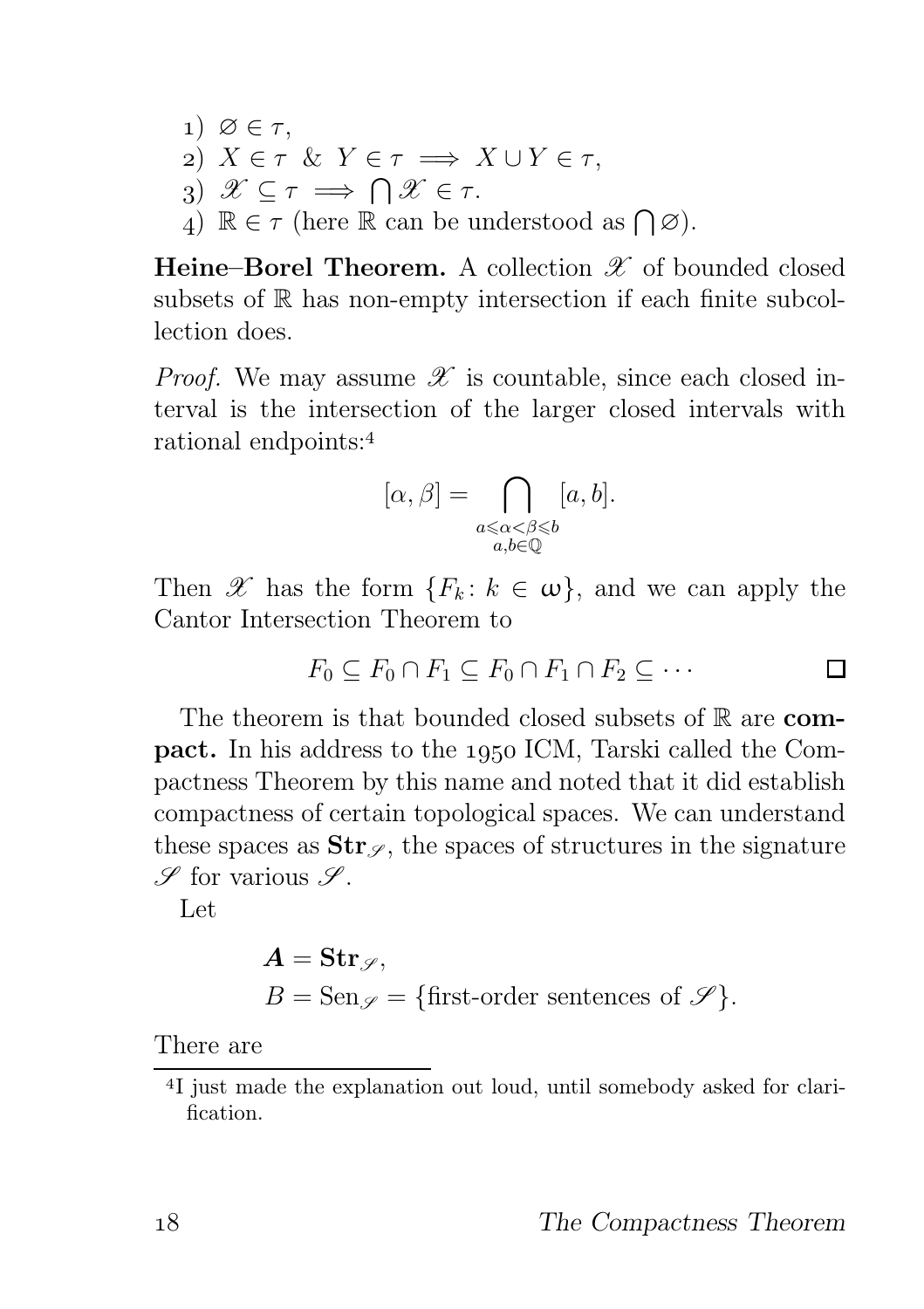1) $\varnothing \in \tau$,
2) $X \in \tau \ \& \ Y \in \tau \implies X \cup Y \in \tau$,
3) $\mathscr{X} \subseteq \tau \implies \bigcap \mathscr{X} \in \tau$.
4) $\mathbb{R} \in \tau$ (here $\mathbb{R}$ can be understood as $\bigcap \varnothing$).

**Heine–Borel Theorem.** A collection $\mathscr{X}$ of bounded closed subsets of $\mathbb{R}$ has non-empty intersection if each finite subcollection does.

*Proof.* We may assume $\mathscr{X}$ is countable, since each closed interval is the intersection of the larger closed intervals with rational endpoints:[4]

$$[\alpha, \beta] = \bigcap_{\substack{a \leqslant \alpha < \beta \leqslant b \\ a,b \in \mathbb{Q}}} [a, b].$$

Then $\mathscr{X}$ has the form $\{F_k : k \in \omega\}$, and we can apply the Cantor Intersection Theorem to

$$F_0 \subseteq F_0 \cap F_1 \subseteq F_0 \cap F_1 \cap F_2 \subseteq \cdots$$

□

The theorem is that bounded closed subsets of $\mathbb{R}$ are **compact.** In his address to the 1950 ICM, Tarski called the Compactness Theorem by this name and noted that it did establish compactness of certain topological spaces. We can understand these spaces as $\mathbf{Str}_{\mathscr{S}}$, the spaces of structures in the signature $\mathscr{S}$ for various $\mathscr{S}$.

Let

$$\boldsymbol{A} = \mathbf{Str}_{\mathscr{S}},$$
$$B = \mathrm{Sen}_{\mathscr{S}} = \{\text{first-order sentences of } \mathscr{S}\}.$$

There are

---

[4] I just made the explanation out loud, until somebody asked for clarification.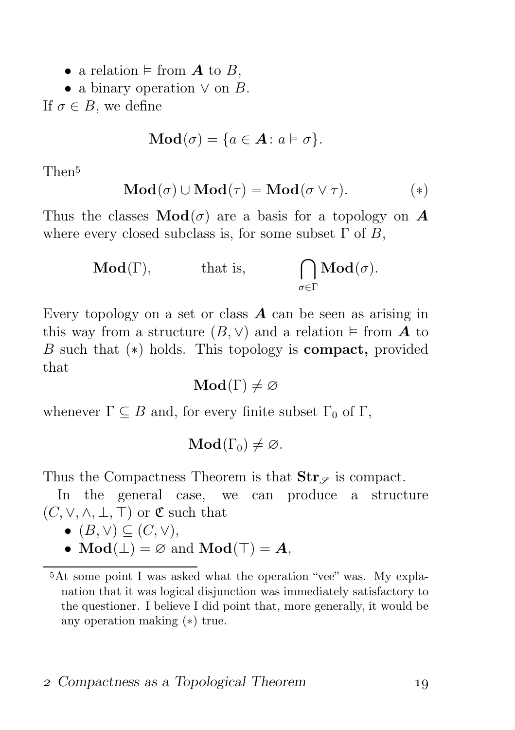- a relation $\vDash$ from $\boldsymbol{A}$ to $B$,
- a binary operation $\vee$ on $B$.

If $\sigma \in B$, we define

$$\mathbf{Mod}(\sigma) = \{a \in \boldsymbol{A} \colon a \vDash \sigma\}.$$

Then[5]

$$\mathbf{Mod}(\sigma) \cup \mathbf{Mod}(\tau) = \mathbf{Mod}(\sigma \vee \tau). \tag{$*$}$$

Thus the classes $\mathbf{Mod}(\sigma)$ are a basis for a topology on $\boldsymbol{A}$ where every closed subclass is, for some subset $\Gamma$ of $B$,

$$\mathbf{Mod}(\Gamma), \qquad \text{that is,} \qquad \bigcap_{\sigma \in \Gamma} \mathbf{Mod}(\sigma).$$

Every topology on a set or class $\boldsymbol{A}$ can be seen as arising in this way from a structure $(B, \vee)$ and a relation $\vDash$ from $\boldsymbol{A}$ to $B$ such that $(*)$ holds. This topology is **compact,** provided that

$$\mathbf{Mod}(\Gamma) \neq \varnothing$$

whenever $\Gamma \subseteq B$ and, for every finite subset $\Gamma_0$ of $\Gamma$,

$$\mathbf{Mod}(\Gamma_0) \neq \varnothing.$$

Thus the Compactness Theorem is that $\mathbf{Str}_{\mathscr{S}}$ is compact.

In the general case, we can produce a structure $(C, \vee, \wedge, \bot, \top)$ or $\mathfrak{C}$ such that

- $(B, \vee) \subseteq (C, \vee)$,
- $\mathbf{Mod}(\bot) = \varnothing$ and $\mathbf{Mod}(\top) = \boldsymbol{A}$,

[5] At some point I was asked what the operation "vee" was. My explanation that it was logical disjunction was immediately satisfactory to the questioner. I believe I did point that, more generally, it would be any operation making $(*)$ true.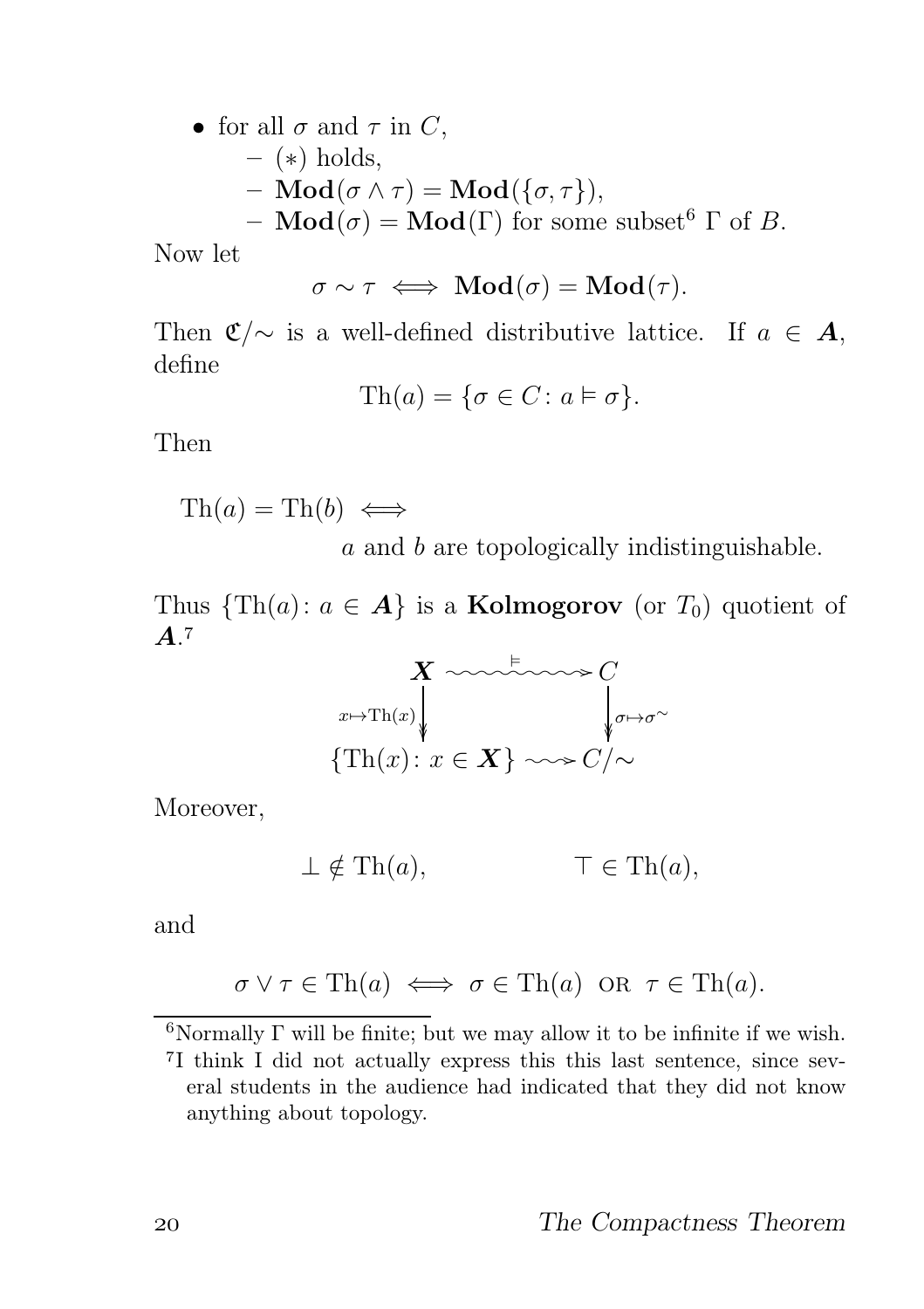- for all $\sigma$ and $\tau$ in $C$,
  - $(*)$ holds,
  - $\mathbf{Mod}(\sigma \wedge \tau) = \mathbf{Mod}(\{\sigma, \tau\})$,
  - $\mathbf{Mod}(\sigma) = \mathbf{Mod}(\Gamma)$ for some subset[6] $\Gamma$ of $B$.

Now let

$$\sigma \sim \tau \iff \mathbf{Mod}(\sigma) = \mathbf{Mod}(\tau).$$

Then $\mathfrak{C}/{\sim}$ is a well-defined distributive lattice. If $a \in \boldsymbol{A}$, define

$$\mathrm{Th}(a) = \{\sigma \in C : a \vDash \sigma\}.$$

Then

$$\mathrm{Th}(a) = \mathrm{Th}(b) \iff$$
$$a \text{ and } b \text{ are topologically indistinguishable.}$$

Thus $\{\mathrm{Th}(a) : a \in \boldsymbol{A}\}$ is a **Kolmogorov** (or $T_0$) quotient of $\boldsymbol{A}$.[7]

$$\begin{array}{ccc} \boldsymbol{X} & \overset{\vDash}{\rightsquigarrow} & C \\ {\scriptstyle x \mapsto \mathrm{Th}(x)} \downarrow & & \downarrow {\scriptstyle \sigma \mapsto \sigma^{\sim}} \\ \{\mathrm{Th}(x) : x \in \boldsymbol{X}\} & \rightsquigarrow & C/{\sim} \end{array}$$

Moreover,

$$\bot \notin \mathrm{Th}(a), \qquad \top \in \mathrm{Th}(a),$$

and

$$\sigma \vee \tau \in \mathrm{Th}(a) \iff \sigma \in \mathrm{Th}(a) \text{ OR } \tau \in \mathrm{Th}(a).$$

---

[6] Normally $\Gamma$ will be finite; but we may allow it to be infinite if we wish.

[7] I think I did not actually express this this last sentence, since several students in the audience had indicated that they did not know anything about topology.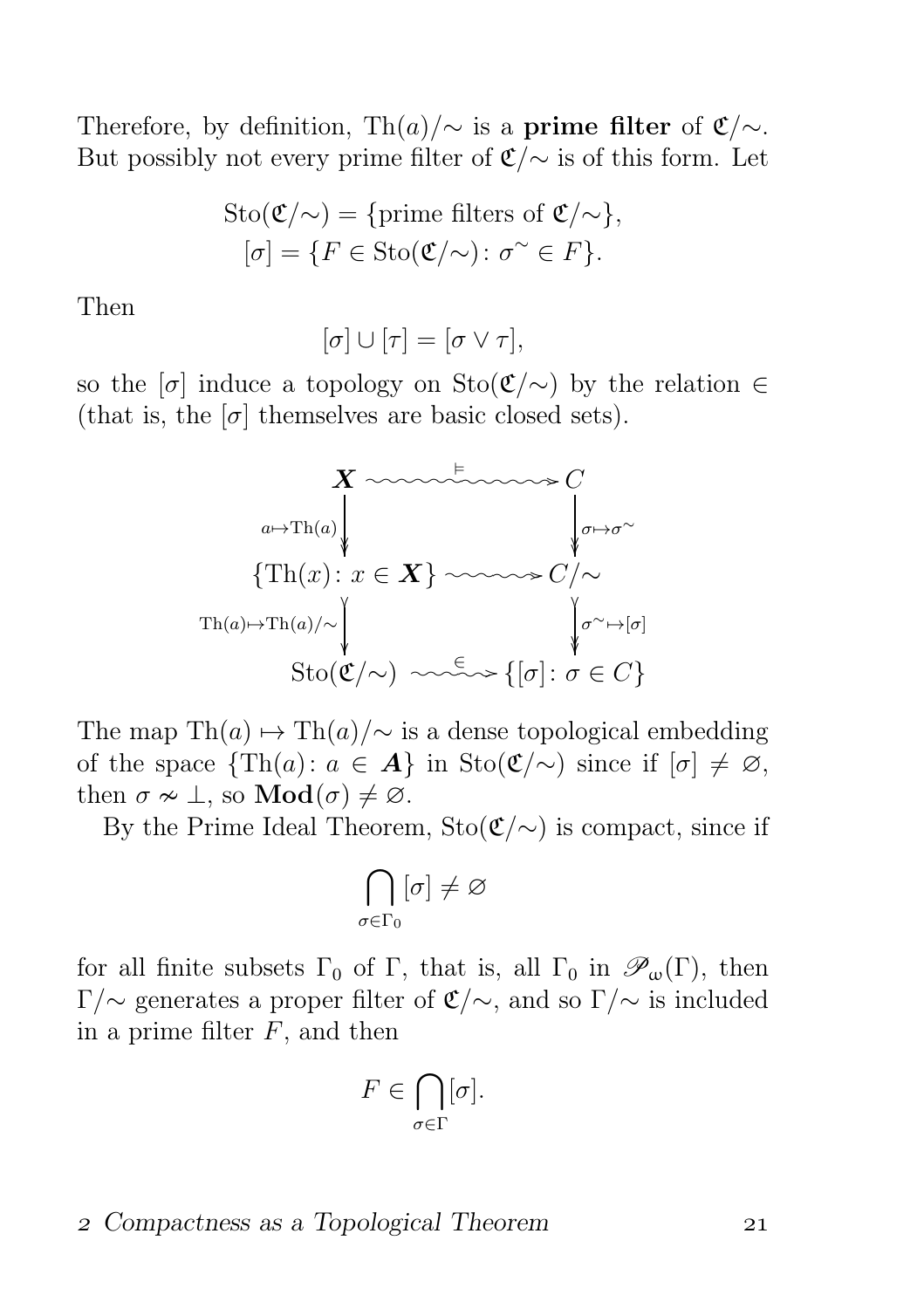Therefore, by definition, $\mathrm{Th}(a)/{\sim}$ is a **prime filter** of $\mathfrak{C}/{\sim}$. But possibly not every prime filter of $\mathfrak{C}/{\sim}$ is of this form. Let

$$
\begin{aligned}
\mathrm{Sto}(\mathfrak{C}/{\sim}) &= \{\text{prime filters of } \mathfrak{C}/{\sim}\},\\
[\sigma] &= \{F \in \mathrm{Sto}(\mathfrak{C}/{\sim}) \colon \sigma^{\sim} \in F\}.
\end{aligned}
$$

Then

$$[\sigma] \cup [\tau] = [\sigma \vee \tau],$$

so the $[\sigma]$ induce a topology on $\mathrm{Sto}(\mathfrak{C}/{\sim})$ by the relation $\in$ (that is, the $[\sigma]$ themselves are basic closed sets).

$$
\begin{array}{ccc}
\boldsymbol{X} & \overset{\models}{\rightsquigarrow} & C \\
{\scriptstyle a\mapsto\mathrm{Th}(a)}\big\downarrow & & \big\downarrow{\scriptstyle \sigma\mapsto\sigma^{\sim}} \\
\{\mathrm{Th}(x)\colon x \in \boldsymbol{X}\} & \rightsquigarrow & C/{\sim} \\
{\scriptstyle \mathrm{Th}(a)\mapsto\mathrm{Th}(a)/{\sim}}\big\downarrow & & \big\downarrow{\scriptstyle \sigma^{\sim}\mapsto[\sigma]} \\
\mathrm{Sto}(\mathfrak{C}/{\sim}) & \overset{\in}{\rightsquigarrow} & \{[\sigma]\colon \sigma \in C\}
\end{array}
$$

The map $\mathrm{Th}(a) \mapsto \mathrm{Th}(a)/{\sim}$ is a dense topological embedding of the space $\{\mathrm{Th}(a)\colon a \in \boldsymbol{A}\}$ in $\mathrm{Sto}(\mathfrak{C}/{\sim})$ since if $[\sigma] \neq \varnothing$, then $\sigma \nsim \bot$, so $\mathbf{Mod}(\sigma) \neq \varnothing$.

By the Prime Ideal Theorem, $\mathrm{Sto}(\mathfrak{C}/{\sim})$ is compact, since if

$$\bigcap_{\sigma\in\Gamma_0} [\sigma] \neq \varnothing$$

for all finite subsets $\Gamma_0$ of $\Gamma$, that is, all $\Gamma_0$ in $\mathscr{P}_\omega(\Gamma)$, then $\Gamma/{\sim}$ generates a proper filter of $\mathfrak{C}/{\sim}$, and so $\Gamma/{\sim}$ is included in a prime filter $F$, and then

$$F \in \bigcap_{\sigma\in\Gamma} [\sigma].$$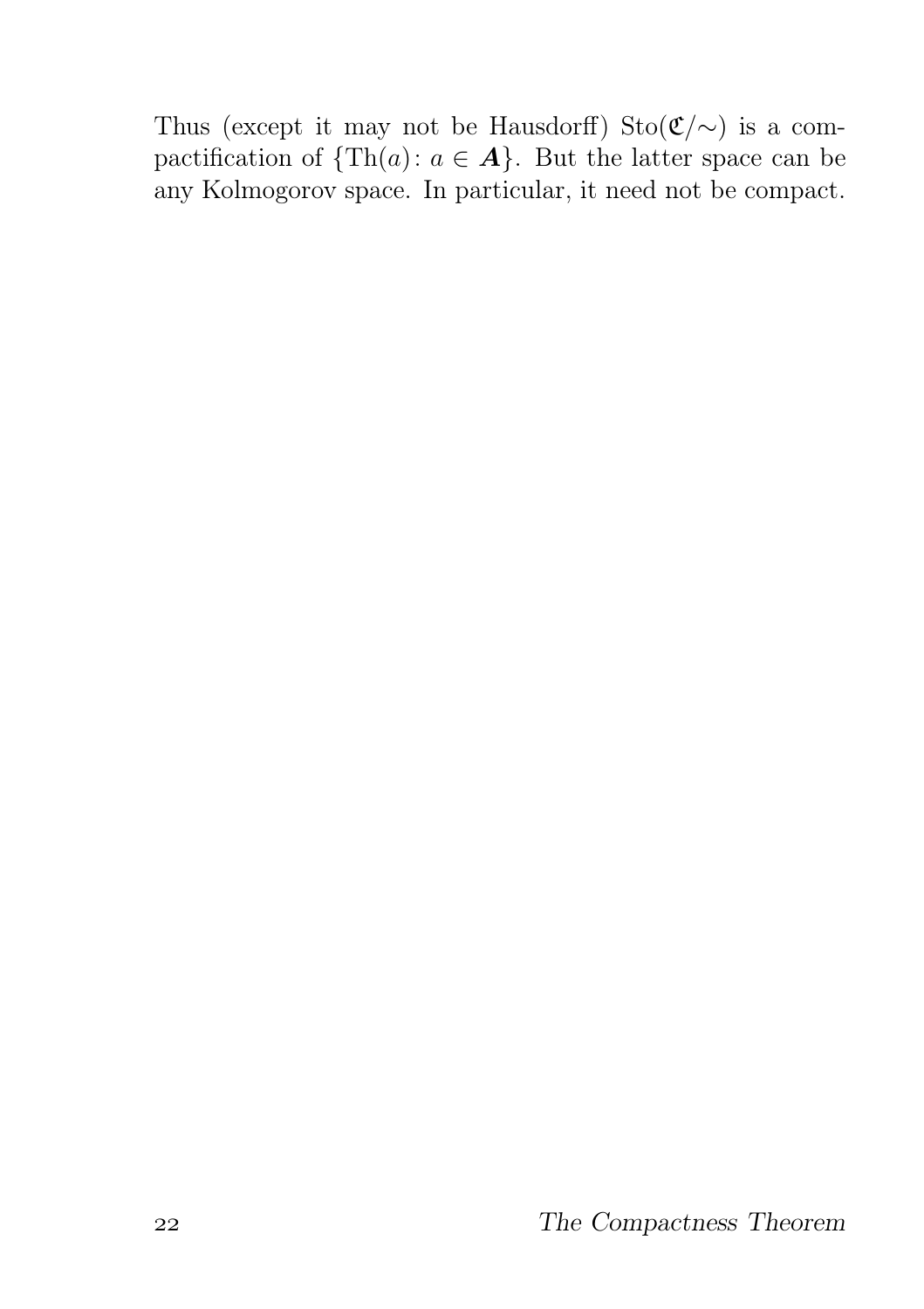Thus (except it may not be Hausdorff) $\mathrm{Sto}(\mathfrak{C}/{\sim})$ is a compactification of $\{\mathrm{Th}(a)\colon a \in \boldsymbol{A}\}$. But the latter space can be any Kolmogorov space. In particular, it need not be compact.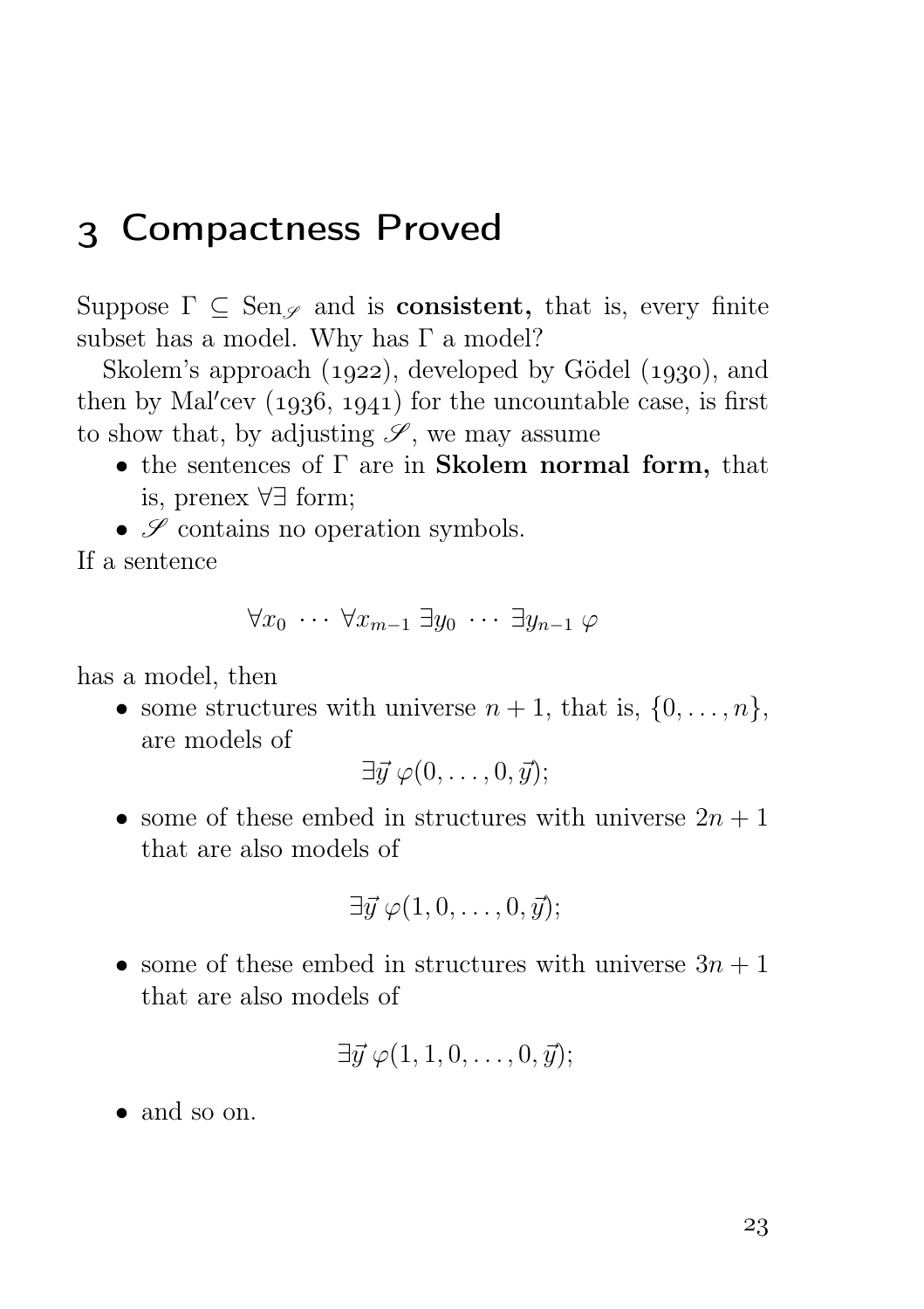# 3 Compactness Proved

Suppose $\Gamma \subseteq \mathrm{Sen}_{\mathscr{S}}$ and is **consistent,** that is, every finite subset has a model. Why has $\Gamma$ a model?

Skolem's approach (1922), developed by Gödel (1930), and then by Mal′cev (1936, 1941) for the uncountable case, is first to show that, by adjusting $\mathscr{S}$, we may assume

- the sentences of $\Gamma$ are in **Skolem normal form,** that is, prenex $\forall\exists$ form;
- $\mathscr{S}$ contains no operation symbols.

If a sentence

$$\forall x_0 \ \cdots \ \forall x_{m-1} \ \exists y_0 \ \cdots \ \exists y_{n-1} \ \varphi$$

has a model, then

- some structures with universe $n+1$, that is, $\{0, \dots, n\}$, are models of
$$\exists \vec{y} \ \varphi(0, \dots, 0, \vec{y});$$
- some of these embed in structures with universe $2n+1$ that are also models of
$$\exists \vec{y} \ \varphi(1, 0, \dots, 0, \vec{y});$$
- some of these embed in structures with universe $3n+1$ that are also models of
$$\exists \vec{y} \ \varphi(1, 1, 0, \dots, 0, \vec{y});$$
- and so on.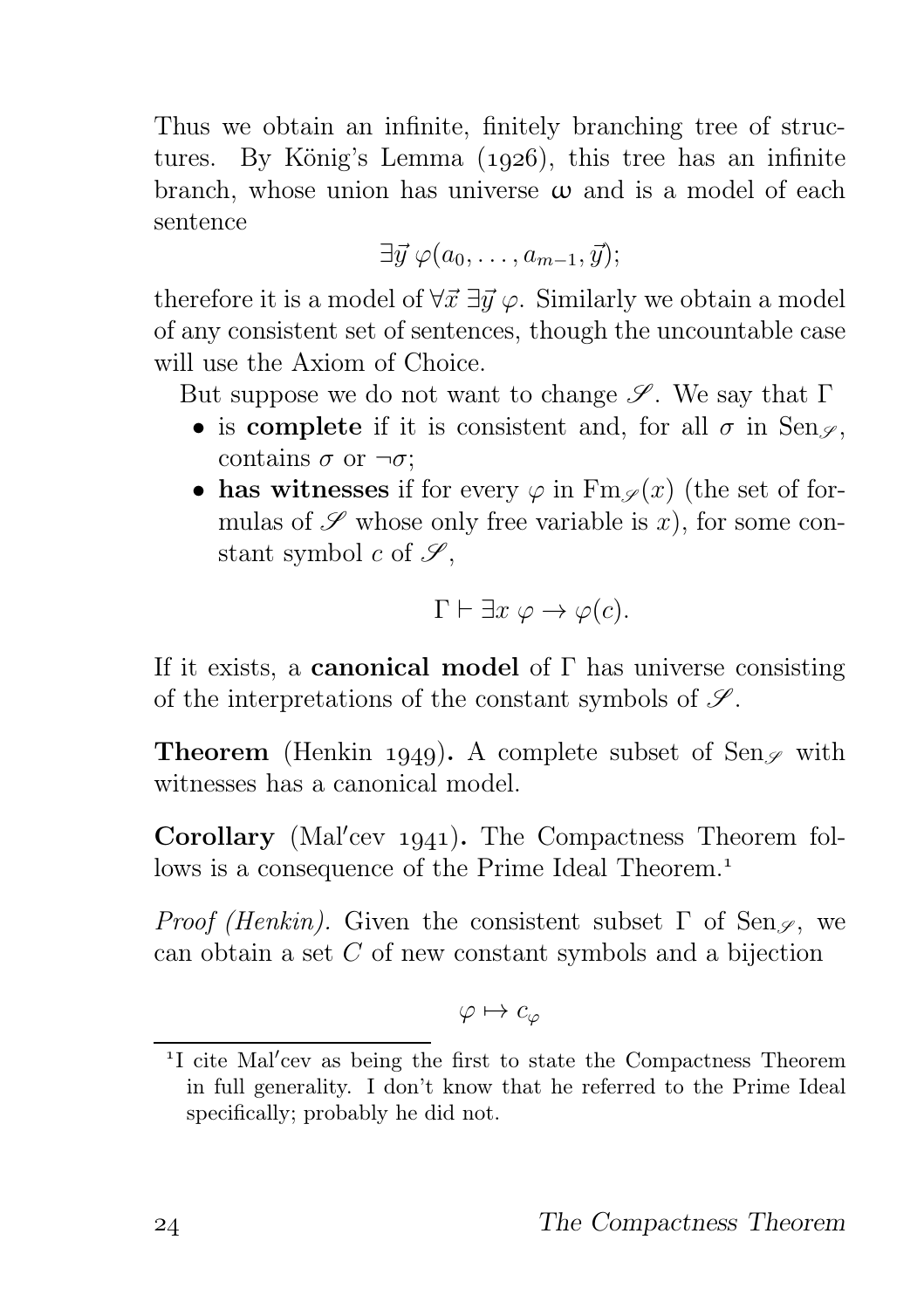Thus we obtain an infinite, finitely branching tree of structures. By König's Lemma (1926), this tree has an infinite branch, whose union has universe $\omega$ and is a model of each sentence

$$\exists \vec{y}\, \varphi(a_0, \ldots, a_{m-1}, \vec{y});$$

therefore it is a model of $\forall \vec{x}\, \exists \vec{y}\, \varphi$. Similarly we obtain a model of any consistent set of sentences, though the uncountable case will use the Axiom of Choice.

But suppose we do not want to change $\mathscr{S}$. We say that $\Gamma$

- is **complete** if it is consistent and, for all $\sigma$ in $\mathrm{Sen}_{\mathscr{S}}$, contains $\sigma$ or $\neg\sigma$;
- **has witnesses** if for every $\varphi$ in $\mathrm{Fm}_{\mathscr{S}}(x)$ (the set of formulas of $\mathscr{S}$ whose only free variable is $x$), for some constant symbol $c$ of $\mathscr{S}$,

$$\Gamma \vdash \exists x\, \varphi \to \varphi(c).$$

If it exists, a **canonical model** of $\Gamma$ has universe consisting of the interpretations of the constant symbols of $\mathscr{S}$.

**Theorem** (Henkin 1949)**.** A complete subset of $\mathrm{Sen}_{\mathscr{S}}$ with witnesses has a canonical model.

**Corollary** (Mal′cev 1941)**.** The Compactness Theorem follows is a consequence of the Prime Ideal Theorem.[1]

*Proof (Henkin).* Given the consistent subset $\Gamma$ of $\mathrm{Sen}_{\mathscr{S}}$, we can obtain a set $C$ of new constant symbols and a bijection

$$\varphi \mapsto c_{\varphi}$$

[1] I cite Mal′cev as being the first to state the Compactness Theorem in full generality. I don't know that he referred to the Prime Ideal specifically; probably he did not.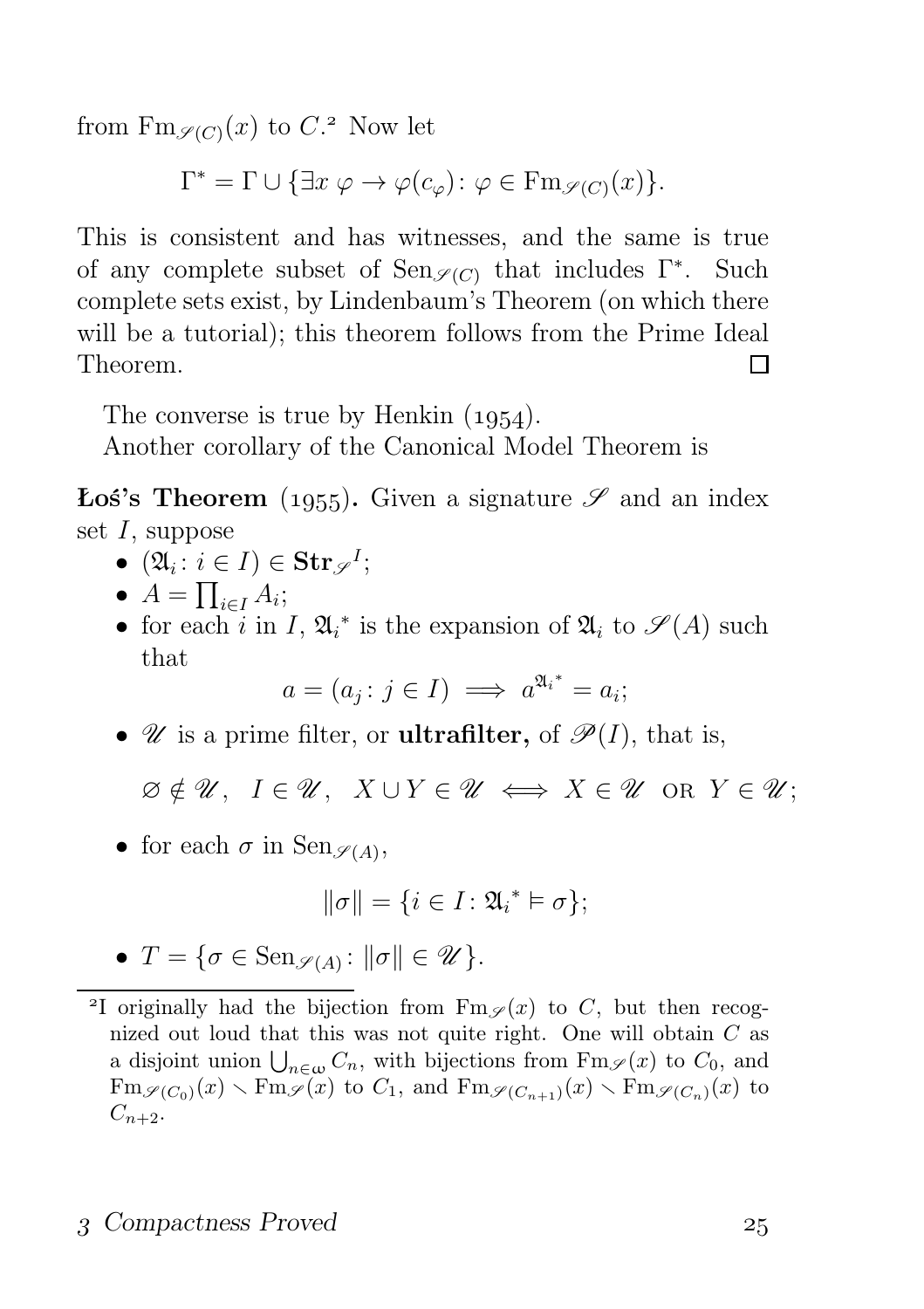from $\mathrm{Fm}_{\mathscr{S}(C)}(x)$ to $C$.[2] Now let

$$\Gamma^* = \Gamma \cup \{\exists x\ \varphi \to \varphi(c_\varphi) \colon \varphi \in \mathrm{Fm}_{\mathscr{S}(C)}(x)\}.$$

This is consistent and has witnesses, and the same is true of any complete subset of $\mathrm{Sen}_{\mathscr{S}(C)}$ that includes $\Gamma^*$. Such complete sets exist, by Lindenbaum's Theorem (on which there will be a tutorial); this theorem follows from the Prime Ideal Theorem. □

The converse is true by Henkin (1954).

Another corollary of the Canonical Model Theorem is

**Łoś's Theorem** (1955)**.** Given a signature $\mathscr{S}$ and an index set $I$, suppose

- $(\mathfrak{A}_i \colon i \in I) \in \mathbf{Str}_{\mathscr{S}}{}^I$;
- $A = \prod_{i \in I} A_i$;
- for each $i$ in $I$, $\mathfrak{A}_i{}^*$ is the expansion of $\mathfrak{A}_i$ to $\mathscr{S}(A)$ such that

$$a = (a_j \colon j \in I) \implies a^{\mathfrak{A}_i{}^*} = a_i;$$

- $\mathscr{U}$ is a prime filter, or **ultrafilter,** of $\mathscr{P}(I)$, that is,

$$\varnothing \notin \mathscr{U}, \quad I \in \mathscr{U}, \quad X \cup Y \in \mathscr{U} \iff X \in \mathscr{U} \text{ OR } Y \in \mathscr{U};$$

- for each $\sigma$ in $\mathrm{Sen}_{\mathscr{S}(A)}$,

$$\|\sigma\| = \{i \in I \colon \mathfrak{A}_i{}^* \vDash \sigma\};$$

- $T = \{\sigma \in \mathrm{Sen}_{\mathscr{S}(A)} \colon \|\sigma\| \in \mathscr{U}\}$.

---

[2] I originally had the bijection from $\mathrm{Fm}_{\mathscr{S}}(x)$ to $C$, but then recognized out loud that this was not quite right. One will obtain $C$ as a disjoint union $\bigcup_{n \in \omega} C_n$, with bijections from $\mathrm{Fm}_{\mathscr{S}}(x)$ to $C_0$, and $\mathrm{Fm}_{\mathscr{S}(C_0)}(x) \smallsetminus \mathrm{Fm}_{\mathscr{S}}(x)$ to $C_1$, and $\mathrm{Fm}_{\mathscr{S}(C_{n+1})}(x) \smallsetminus \mathrm{Fm}_{\mathscr{S}(C_n)}(x)$ to $C_{n+2}$.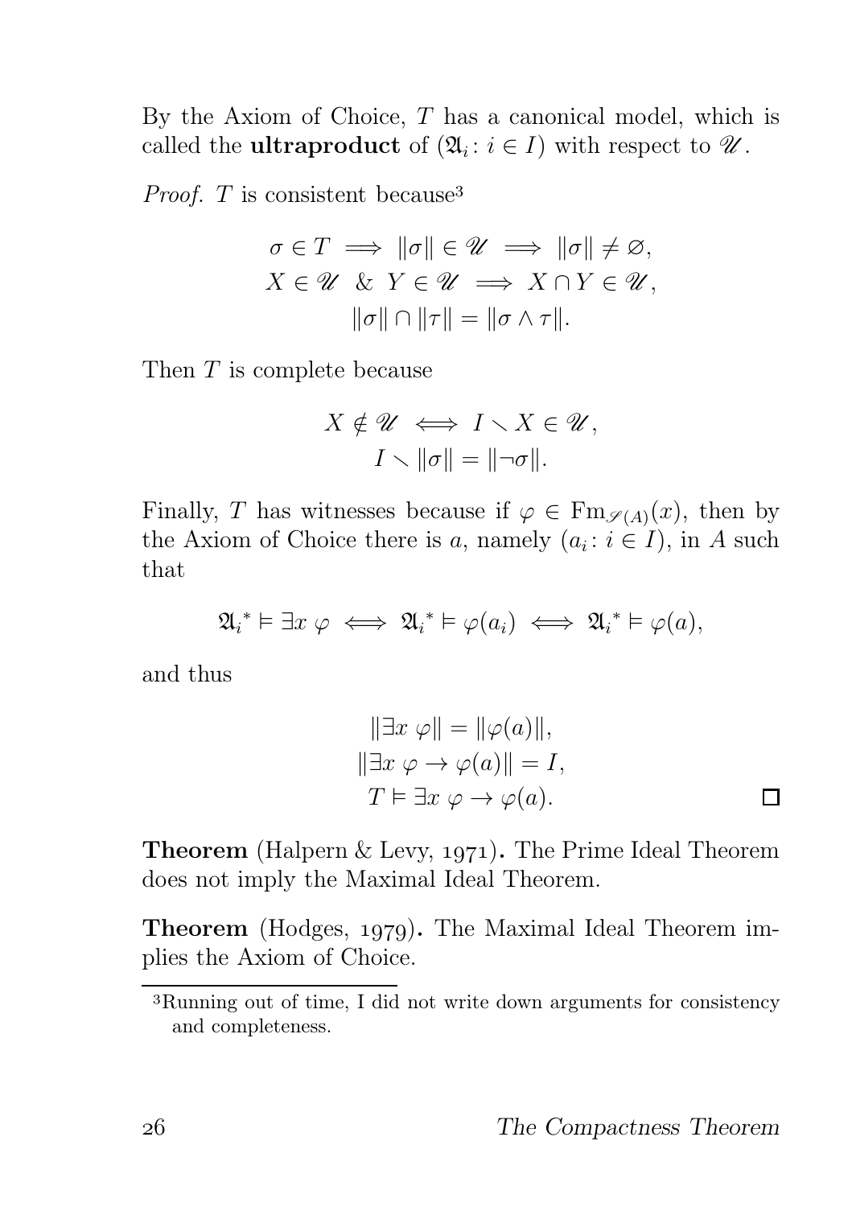By the Axiom of Choice, $T$ has a canonical model, which is called the **ultraproduct** of $(\mathfrak{A}_i \colon i \in I)$ with respect to $\mathscr{U}$.

*Proof.* $T$ is consistent because[3]

$$\sigma \in T \implies \|\sigma\| \in \mathscr{U} \implies \|\sigma\| \neq \varnothing,$$
$$X \in \mathscr{U} \;\&\; Y \in \mathscr{U} \implies X \cap Y \in \mathscr{U},$$
$$\|\sigma\| \cap \|\tau\| = \|\sigma \wedge \tau\|.$$

Then $T$ is complete because

$$X \notin \mathscr{U} \iff I \smallsetminus X \in \mathscr{U},$$
$$I \smallsetminus \|\sigma\| = \|\neg\sigma\|.$$

Finally, $T$ has witnesses because if $\varphi \in \mathrm{Fm}_{\mathscr{S}(A)}(x)$, then by the Axiom of Choice there is $a$, namely $(a_i \colon i \in I)$, in $A$ such that

$$\mathfrak{A}_i{}^* \vDash \exists x\ \varphi \iff \mathfrak{A}_i{}^* \vDash \varphi(a_i) \iff \mathfrak{A}_i{}^* \vDash \varphi(a),$$

and thus

$$\|\exists x\ \varphi\| = \|\varphi(a)\|,$$
$$\|\exists x\ \varphi \to \varphi(a)\| = I,$$
$$T \vDash \exists x\ \varphi \to \varphi(a).$$

□

**Theorem** (Halpern & Levy, 1971)**.** The Prime Ideal Theorem does not imply the Maximal Ideal Theorem.

**Theorem** (Hodges, 1979)**.** The Maximal Ideal Theorem implies the Axiom of Choice.

[3] Running out of time, I did not write down arguments for consistency and completeness.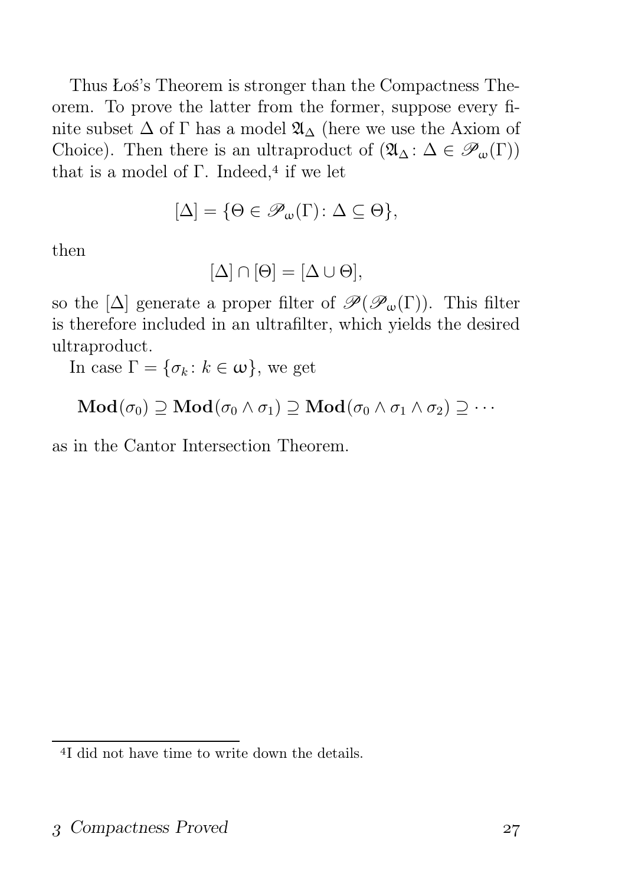Thus Łoś's Theorem is stronger than the Compactness Theorem. To prove the latter from the former, suppose every finite subset $\Delta$ of $\Gamma$ has a model $\mathfrak{A}_\Delta$ (here we use the Axiom of Choice). Then there is an ultraproduct of $(\mathfrak{A}_\Delta \colon \Delta \in \mathscr{P}_\omega(\Gamma))$ that is a model of $\Gamma$. Indeed,[4] if we let

$$[\Delta] = \{\Theta \in \mathscr{P}_\omega(\Gamma) \colon \Delta \subseteq \Theta\},$$

then

$$[\Delta] \cap [\Theta] = [\Delta \cup \Theta],$$

so the $[\Delta]$ generate a proper filter of $\mathscr{P}(\mathscr{P}_\omega(\Gamma))$. This filter is therefore included in an ultrafilter, which yields the desired ultraproduct.

In case $\Gamma = \{\sigma_k \colon k \in \omega\}$, we get

$$\mathbf{Mod}(\sigma_0) \supseteq \mathbf{Mod}(\sigma_0 \wedge \sigma_1) \supseteq \mathbf{Mod}(\sigma_0 \wedge \sigma_1 \wedge \sigma_2) \supseteq \cdots$$

as in the Cantor Intersection Theorem.

---

[4] I did not have time to write down the details.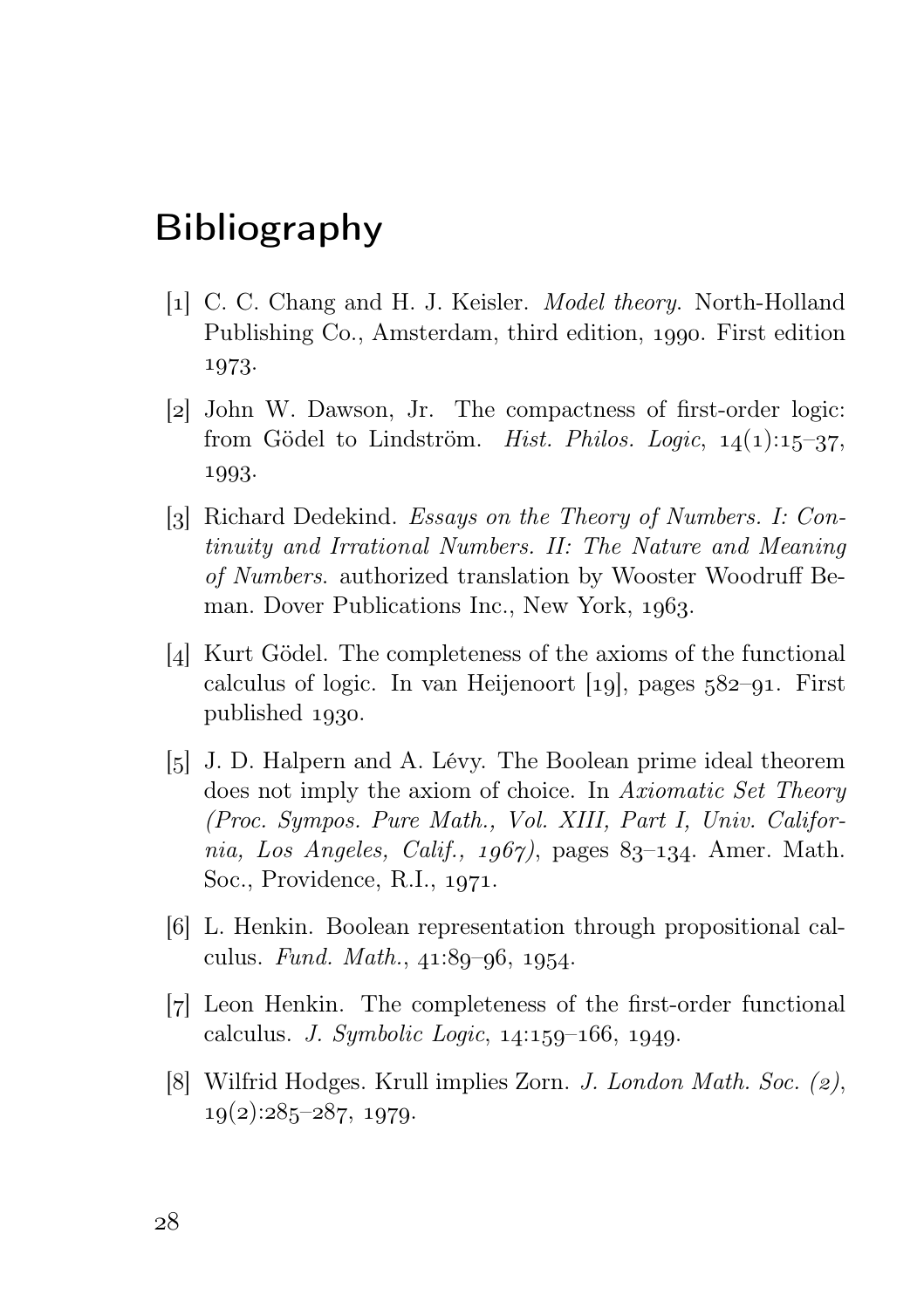# Bibliography

[1] C. C. Chang and H. J. Keisler. *Model theory*. North-Holland Publishing Co., Amsterdam, third edition, 1990. First edition 1973.

[2] John W. Dawson, Jr. The compactness of first-order logic: from Gödel to Lindström. *Hist. Philos. Logic*, 14(1):15–37, 1993.

[3] Richard Dedekind. *Essays on the Theory of Numbers. I: Continuity and Irrational Numbers. II: The Nature and Meaning of Numbers.* authorized translation by Wooster Woodruff Beman. Dover Publications Inc., New York, 1963.

[4] Kurt Gödel. The completeness of the axioms of the functional calculus of logic. In van Heijenoort [19], pages 582–91. First published 1930.

[5] J. D. Halpern and A. Lévy. The Boolean prime ideal theorem does not imply the axiom of choice. In *Axiomatic Set Theory (Proc. Sympos. Pure Math., Vol. XIII, Part I, Univ. California, Los Angeles, Calif., 1967)*, pages 83–134. Amer. Math. Soc., Providence, R.I., 1971.

[6] L. Henkin. Boolean representation through propositional calculus. *Fund. Math.*, 41:89–96, 1954.

[7] Leon Henkin. The completeness of the first-order functional calculus. *J. Symbolic Logic*, 14:159–166, 1949.

[8] Wilfrid Hodges. Krull implies Zorn. *J. London Math. Soc. (2)*, 19(2):285–287, 1979.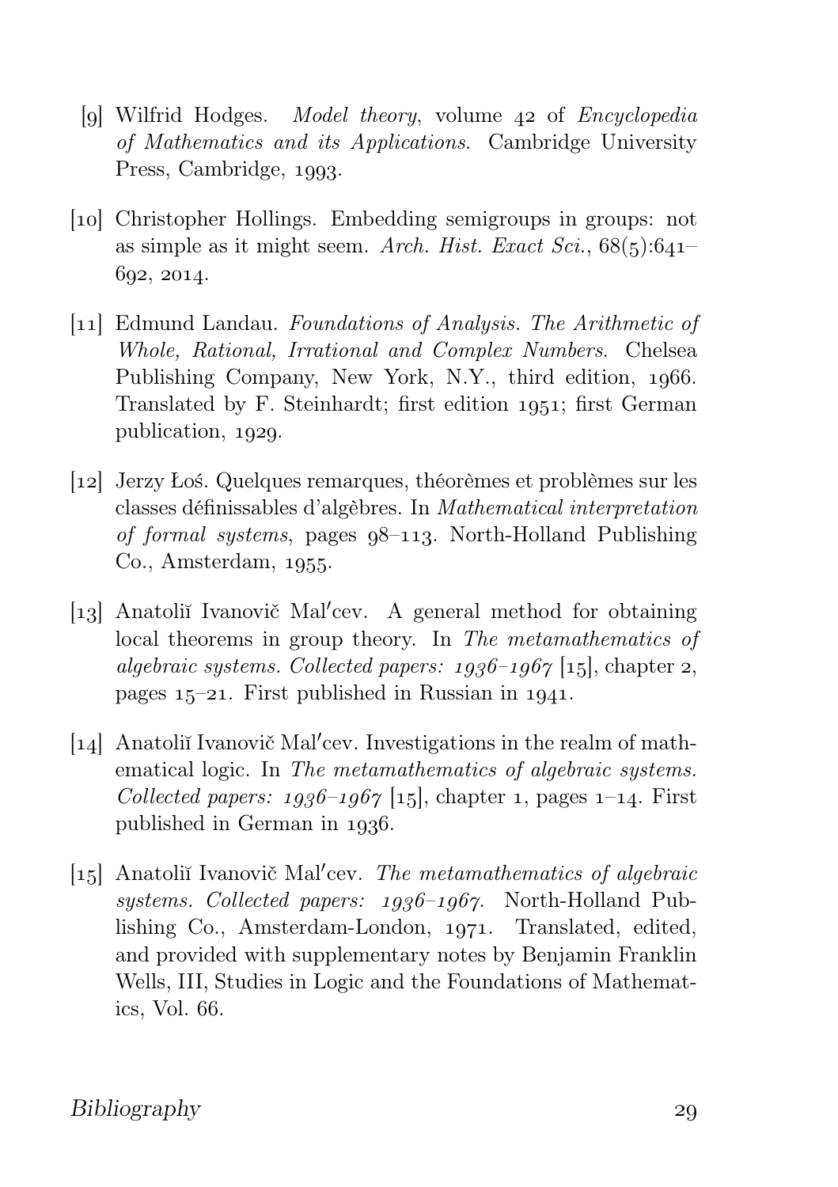[9] Wilfrid Hodges. *Model theory*, volume 42 of *Encyclopedia of Mathematics and its Applications*. Cambridge University Press, Cambridge, 1993.

[10] Christopher Hollings. Embedding semigroups in groups: not as simple as it might seem. *Arch. Hist. Exact Sci.*, 68(5):641–692, 2014.

[11] Edmund Landau. *Foundations of Analysis. The Arithmetic of Whole, Rational, Irrational and Complex Numbers.* Chelsea Publishing Company, New York, N.Y., third edition, 1966. Translated by F. Steinhardt; first edition 1951; first German publication, 1929.

[12] Jerzy Łoś. Quelques remarques, théorèmes et problèmes sur les classes définissables d'algèbres. In *Mathematical interpretation of formal systems*, pages 98–113. North-Holland Publishing Co., Amsterdam, 1955.

[13] Anatoliĭ Ivanovič Mal′cev. A general method for obtaining local theorems in group theory. In *The metamathematics of algebraic systems. Collected papers: 1936–1967* [15], chapter 2, pages 15–21. First published in Russian in 1941.

[14] Anatoliĭ Ivanovič Mal′cev. Investigations in the realm of mathematical logic. In *The metamathematics of algebraic systems. Collected papers: 1936–1967* [15], chapter 1, pages 1–14. First published in German in 1936.

[15] Anatoliĭ Ivanovič Mal′cev. *The metamathematics of algebraic systems. Collected papers: 1936–1967*. North-Holland Publishing Co., Amsterdam-London, 1971. Translated, edited, and provided with supplementary notes by Benjamin Franklin Wells, III, Studies in Logic and the Foundations of Mathematics, Vol. 66.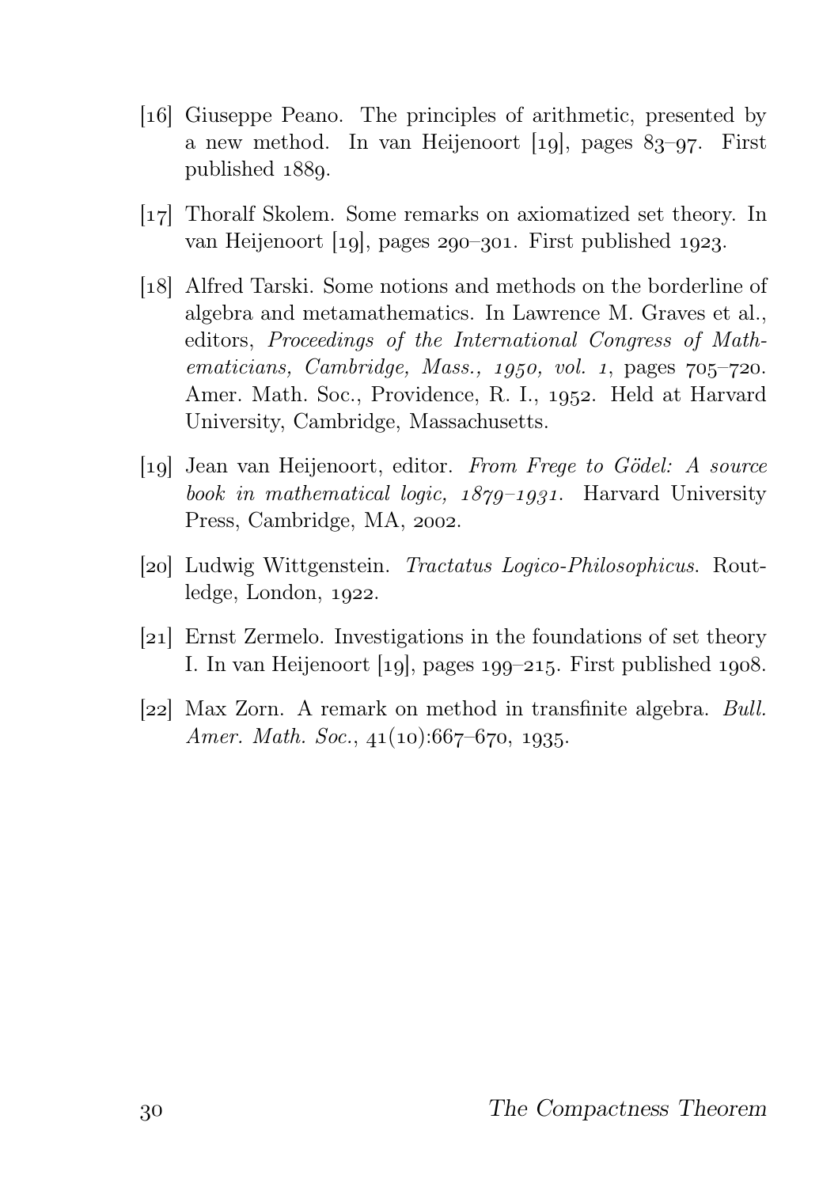[16] Giuseppe Peano. The principles of arithmetic, presented by a new method. In van Heijenoort [19], pages 83–97. First published 1889.

[17] Thoralf Skolem. Some remarks on axiomatized set theory. In van Heijenoort [19], pages 290–301. First published 1923.

[18] Alfred Tarski. Some notions and methods on the borderline of algebra and metamathematics. In Lawrence M. Graves et al., editors, *Proceedings of the International Congress of Mathematicians, Cambridge, Mass., 1950, vol. 1*, pages 705–720. Amer. Math. Soc., Providence, R. I., 1952. Held at Harvard University, Cambridge, Massachusetts.

[19] Jean van Heijenoort, editor. *From Frege to Gödel: A source book in mathematical logic, 1879–1931*. Harvard University Press, Cambridge, MA, 2002.

[20] Ludwig Wittgenstein. *Tractatus Logico-Philosophicus*. Routledge, London, 1922.

[21] Ernst Zermelo. Investigations in the foundations of set theory I. In van Heijenoort [19], pages 199–215. First published 1908.

[22] Max Zorn. A remark on method in transfinite algebra. *Bull. Amer. Math. Soc.*, 41(10):667–670, 1935.